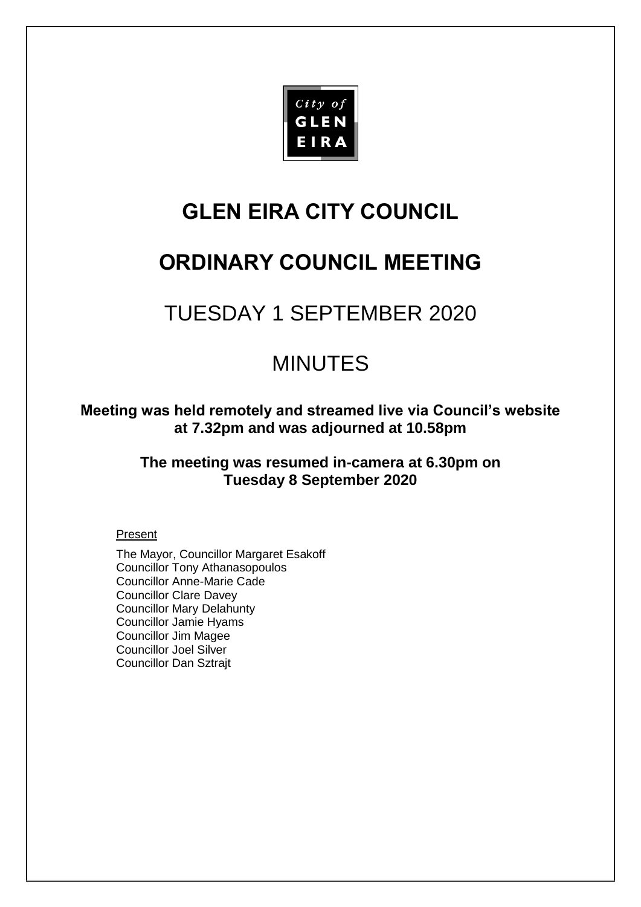City of GLEN EIRA

# GLEN EIRA CITY COUNCIL

# ORDINARY COUNCIL MEETING

## TUESDAY 1 SEPTEMBER 2020

## MINUTES

**Meeting was held remotely and streamed live via Council's website at 7.32pm and was adjourned at 10.58pm**

**The meeting was resumed in-camera at 6.30pm on Tuesday 8 September 2020**

Present

The Mayor, Councillor Margaret Esakoff
Councillor Tony Athanasopoulos
Councillor Anne-Marie Cade
Councillor Clare Davey
Councillor Mary Delahunty
Councillor Jamie Hyams
Councillor Jim Magee
Councillor Joel Silver
Councillor Dan Sztrajt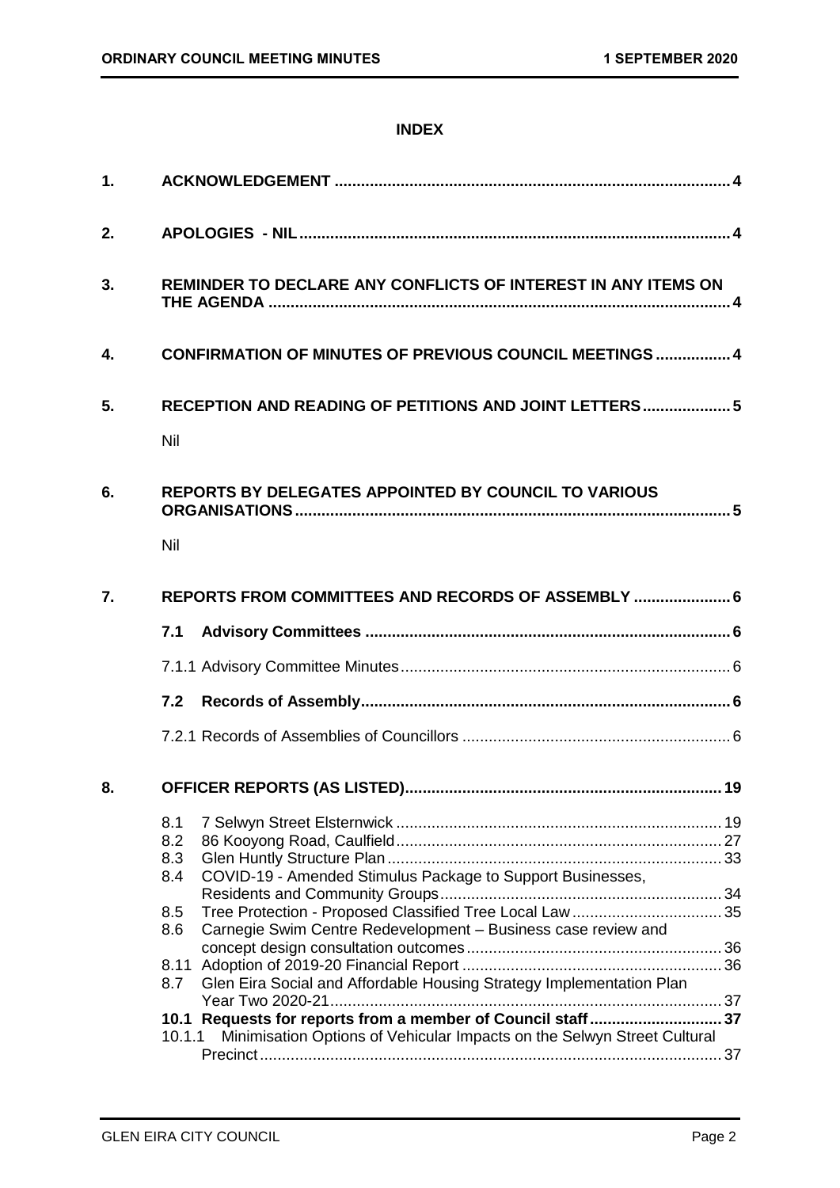## INDEX

| | | |
|---|---|---|
| **1.** | **ACKNOWLEDGEMENT** | **4** |
| **2.** | **APOLOGIES - NIL** | **4** |
| **3.** | **REMINDER TO DECLARE ANY CONFLICTS OF INTEREST IN ANY ITEMS ON THE AGENDA** | **4** |
| **4.** | **CONFIRMATION OF MINUTES OF PREVIOUS COUNCIL MEETINGS** | **4** |
| **5.** | **RECEPTION AND READING OF PETITIONS AND JOINT LETTERS** | **5** |
| | Nil | |
| **6.** | **REPORTS BY DELEGATES APPOINTED BY COUNCIL TO VARIOUS ORGANISATIONS** | **5** |
| | Nil | |
| **7.** | **REPORTS FROM COMMITTEES AND RECORDS OF ASSEMBLY** | **6** |
| | **7.1 Advisory Committees** | **6** |
| | 7.1.1 Advisory Committee Minutes | 6 |
| | **7.2 Records of Assembly** | **6** |
| | 7.2.1 Records of Assemblies of Councillors | 6 |
| **8.** | **OFFICER REPORTS (AS LISTED)** | **19** |
| | 8.1 7 Selwyn Street Elsternwick | 19 |
| | 8.2 86 Kooyong Road, Caulfield | 27 |
| | 8.3 Glen Huntly Structure Plan | 33 |
| | 8.4 COVID-19 - Amended Stimulus Package to Support Businesses, Residents and Community Groups | 34 |
| | 8.5 Tree Protection - Proposed Classified Tree Local Law | 35 |
| | 8.6 Carnegie Swim Centre Redevelopment – Business case review and concept design consultation outcomes | 36 |
| | 8.11 Adoption of 2019-20 Financial Report | 36 |
| | 8.7 Glen Eira Social and Affordable Housing Strategy Implementation Plan Year Two 2020-21 | 37 |
| | **10.1 Requests for reports from a member of Council staff** | **37** |
| | 10.1.1 Minimisation Options of Vehicular Impacts on the Selwyn Street Cultural Precinct | 37 |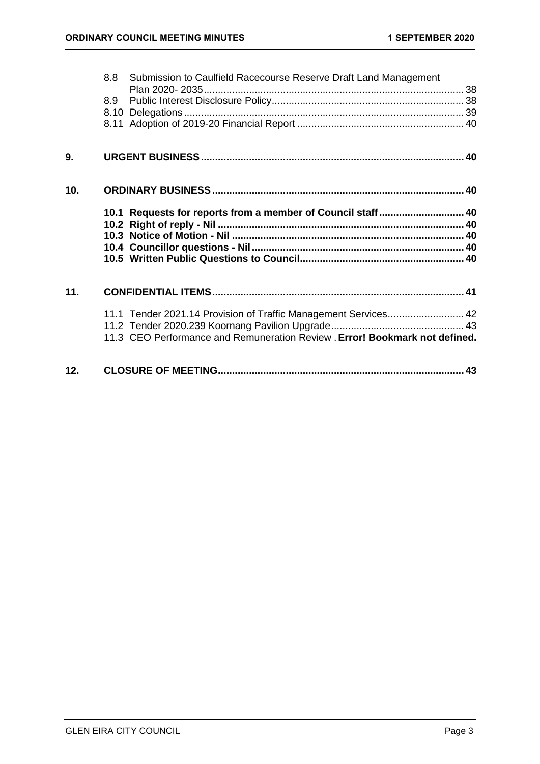8.8 Submission to Caulfield Racecourse Reserve Draft Land Management Plan 2020- 2035 ........ 38
8.9 Public Interest Disclosure Policy ........ 38
8.10 Delegations ........ 39
8.11 Adoption of 2019-20 Financial Report ........ 40

**9. URGENT BUSINESS ........ 40**

**10. ORDINARY BUSINESS ........ 40**

**10.1 Requests for reports from a member of Council staff ........ 40**
**10.2 Right of reply - Nil ........ 40**
**10.3 Notice of Motion - Nil ........ 40**
**10.4 Councillor questions - Nil ........ 40**
**10.5 Written Public Questions to Council ........ 40**

**11. CONFIDENTIAL ITEMS ........ 41**

11.1 Tender 2021.14 Provision of Traffic Management Services ........ 42
11.2 Tender 2020.239 Koornang Pavilion Upgrade ........ 43
11.3 CEO Performance and Remuneration Review . **Error! Bookmark not defined.**

**12. CLOSURE OF MEETING ........ 43**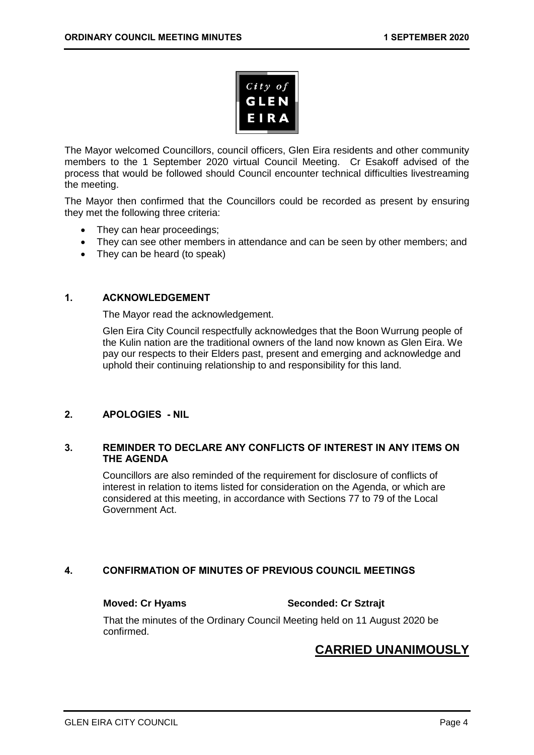The Mayor welcomed Councillors, council officers, Glen Eira residents and other community members to the 1 September 2020 virtual Council Meeting. Cr Esakoff advised of the process that would be followed should Council encounter technical difficulties livestreaming the meeting.

The Mayor then confirmed that the Councillors could be recorded as present by ensuring they met the following three criteria:

- They can hear proceedings;
- They can see other members in attendance and can be seen by other members; and
- They can be heard (to speak)

## 1. ACKNOWLEDGEMENT

The Mayor read the acknowledgement.

Glen Eira City Council respectfully acknowledges that the Boon Wurrung people of the Kulin nation are the traditional owners of the land now known as Glen Eira. We pay our respects to their Elders past, present and emerging and acknowledge and uphold their continuing relationship to and responsibility for this land.

## 2. APOLOGIES - NIL

## 3. REMINDER TO DECLARE ANY CONFLICTS OF INTEREST IN ANY ITEMS ON THE AGENDA

Councillors are also reminded of the requirement for disclosure of conflicts of interest in relation to items listed for consideration on the Agenda, or which are considered at this meeting, in accordance with Sections 77 to 79 of the Local Government Act.

## 4. CONFIRMATION OF MINUTES OF PREVIOUS COUNCIL MEETINGS

**Moved: Cr Hyams** **Seconded: Cr Sztrajt**

That the minutes of the Ordinary Council Meeting held on 11 August 2020 be confirmed.

**CARRIED UNANIMOUSLY**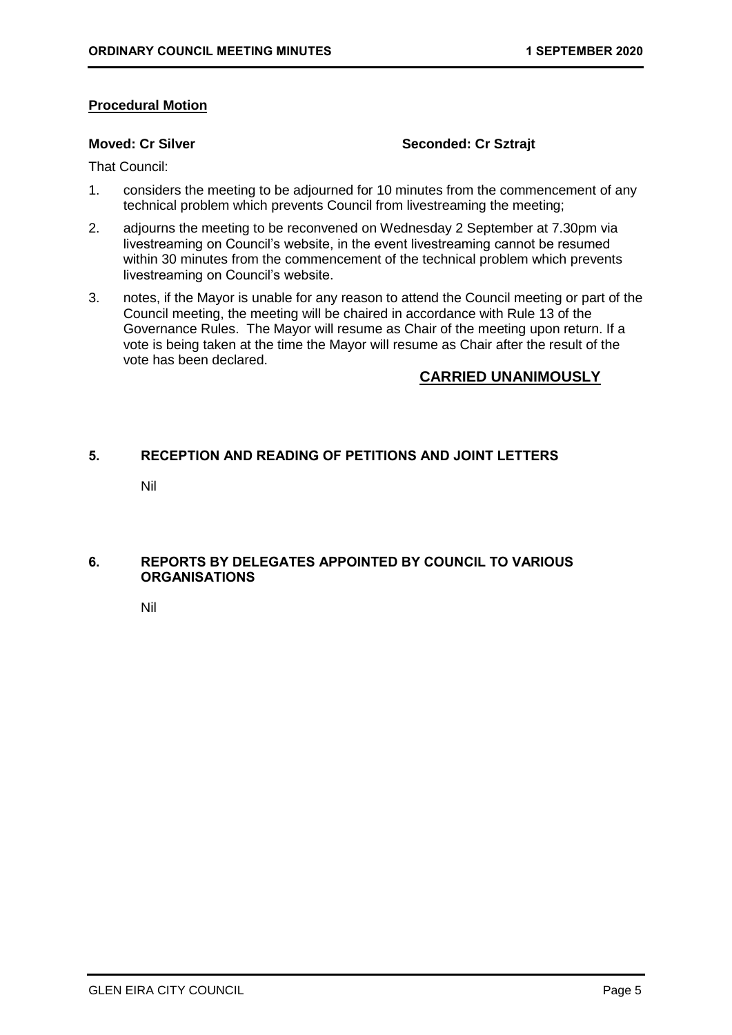**Procedural Motion**

**Moved: Cr Silver** **Seconded: Cr Sztrajt**

That Council:

1. considers the meeting to be adjourned for 10 minutes from the commencement of any technical problem which prevents Council from livestreaming the meeting;
2. adjourns the meeting to be reconvened on Wednesday 2 September at 7.30pm via livestreaming on Council's website, in the event livestreaming cannot be resumed within 30 minutes from the commencement of the technical problem which prevents livestreaming on Council's website.
3. notes, if the Mayor is unable for any reason to attend the Council meeting or part of the Council meeting, the meeting will be chaired in accordance with Rule 13 of the Governance Rules. The Mayor will resume as Chair of the meeting upon return. If a vote is being taken at the time the Mayor will resume as Chair after the result of the vote has been declared.

**CARRIED UNANIMOUSLY**

## 5. RECEPTION AND READING OF PETITIONS AND JOINT LETTERS

Nil

## 6. REPORTS BY DELEGATES APPOINTED BY COUNCIL TO VARIOUS ORGANISATIONS

Nil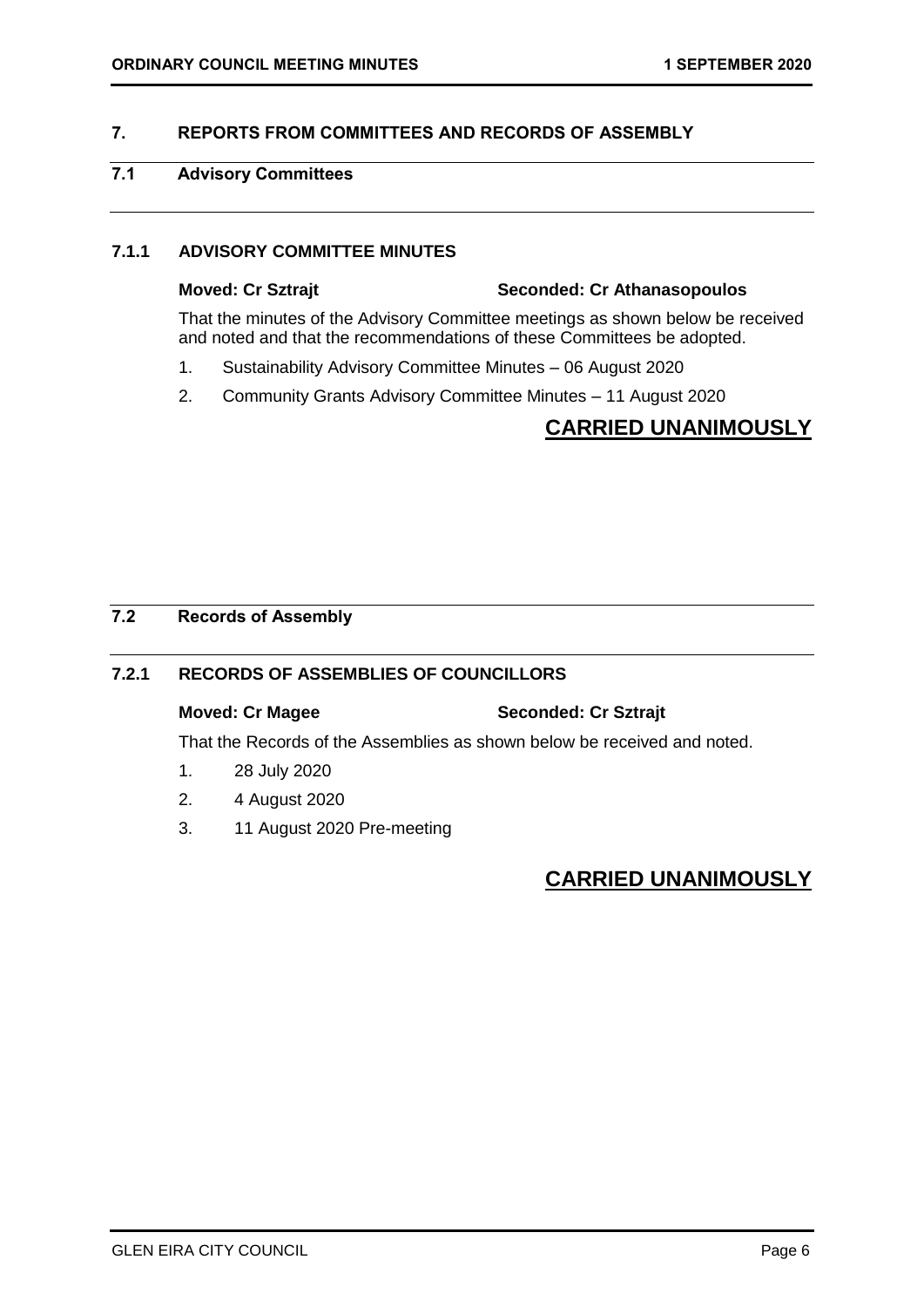## 7. REPORTS FROM COMMITTEES AND RECORDS OF ASSEMBLY

### 7.1 Advisory Committees

#### 7.1.1 ADVISORY COMMITTEE MINUTES

**Moved: Cr Sztrajt** **Seconded: Cr Athanasopoulos**

That the minutes of the Advisory Committee meetings as shown below be received and noted and that the recommendations of these Committees be adopted.

1. Sustainability Advisory Committee Minutes – 06 August 2020
2. Community Grants Advisory Committee Minutes – 11 August 2020

**CARRIED UNANIMOUSLY**

### 7.2 Records of Assembly

#### 7.2.1 RECORDS OF ASSEMBLIES OF COUNCILLORS

**Moved: Cr Magee** **Seconded: Cr Sztrajt**

That the Records of the Assemblies as shown below be received and noted.

1. 28 July 2020
2. 4 August 2020
3. 11 August 2020 Pre-meeting

**CARRIED UNANIMOUSLY**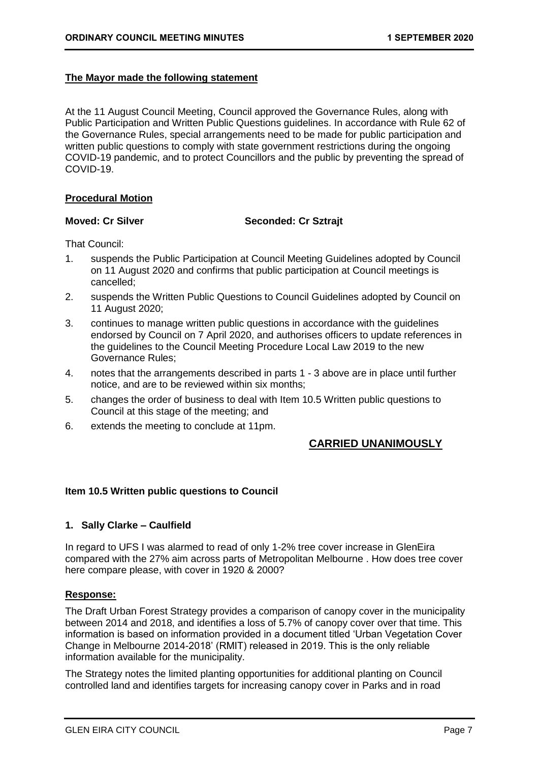**The Mayor made the following statement**

At the 11 August Council Meeting, Council approved the Governance Rules, along with Public Participation and Written Public Questions guidelines. In accordance with Rule 62 of the Governance Rules, special arrangements need to be made for public participation and written public questions to comply with state government restrictions during the ongoing COVID-19 pandemic, and to protect Councillors and the public by preventing the spread of COVID-19.

**Procedural Motion**

**Moved: Cr Silver** **Seconded: Cr Sztrajt**

That Council:

1. suspends the Public Participation at Council Meeting Guidelines adopted by Council on 11 August 2020 and confirms that public participation at Council meetings is cancelled;
2. suspends the Written Public Questions to Council Guidelines adopted by Council on 11 August 2020;
3. continues to manage written public questions in accordance with the guidelines endorsed by Council on 7 April 2020, and authorises officers to update references in the guidelines to the Council Meeting Procedure Local Law 2019 to the new Governance Rules;
4. notes that the arrangements described in parts 1 - 3 above are in place until further notice, and are to be reviewed within six months;
5. changes the order of business to deal with Item 10.5 Written public questions to Council at this stage of the meeting; and
6. extends the meeting to conclude at 11pm.

**CARRIED UNANIMOUSLY**

**Item 10.5 Written public questions to Council**

**1. Sally Clarke – Caulfield**

In regard to UFS I was alarmed to read of only 1-2% tree cover increase in GlenEira compared with the 27% aim across parts of Metropolitan Melbourne . How does tree cover here compare please, with cover in 1920 & 2000?

**Response:**

The Draft Urban Forest Strategy provides a comparison of canopy cover in the municipality between 2014 and 2018, and identifies a loss of 5.7% of canopy cover over that time. This information is based on information provided in a document titled 'Urban Vegetation Cover Change in Melbourne 2014-2018' (RMIT) released in 2019. This is the only reliable information available for the municipality.

The Strategy notes the limited planting opportunities for additional planting on Council controlled land and identifies targets for increasing canopy cover in Parks and in road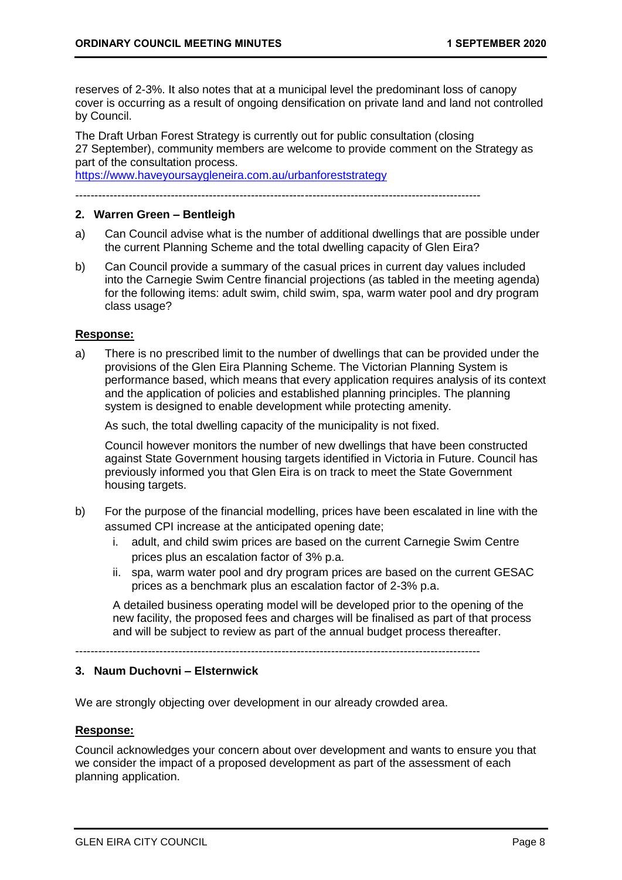reserves of 2-3%. It also notes that at a municipal level the predominant loss of canopy cover is occurring as a result of ongoing densification on private land and land not controlled by Council.

The Draft Urban Forest Strategy is currently out for public consultation (closing 27 September), community members are welcome to provide comment on the Strategy as part of the consultation process.
https://www.haveyoursaygleneira.com.au/urbanforeststrategy

---

**2. Warren Green – Bentleigh**

a) Can Council advise what is the number of additional dwellings that are possible under the current Planning Scheme and the total dwelling capacity of Glen Eira?

b) Can Council provide a summary of the casual prices in current day values included into the Carnegie Swim Centre financial projections (as tabled in the meeting agenda) for the following items: adult swim, child swim, spa, warm water pool and dry program class usage?

**Response:**

a) There is no prescribed limit to the number of dwellings that can be provided under the provisions of the Glen Eira Planning Scheme. The Victorian Planning System is performance based, which means that every application requires analysis of its context and the application of policies and established planning principles. The planning system is designed to enable development while protecting amenity.

   As such, the total dwelling capacity of the municipality is not fixed.

   Council however monitors the number of new dwellings that have been constructed against State Government housing targets identified in Victoria in Future. Council has previously informed you that Glen Eira is on track to meet the State Government housing targets.

b) For the purpose of the financial modelling, prices have been escalated in line with the assumed CPI increase at the anticipated opening date;

   i. adult, and child swim prices are based on the current Carnegie Swim Centre prices plus an escalation factor of 3% p.a.

   ii. spa, warm water pool and dry program prices are based on the current GESAC prices as a benchmark plus an escalation factor of 2-3% p.a.

   A detailed business operating model will be developed prior to the opening of the new facility, the proposed fees and charges will be finalised as part of that process and will be subject to review as part of the annual budget process thereafter.

---

**3. Naum Duchovni – Elsternwick**

We are strongly objecting over development in our already crowded area.

**Response:**

Council acknowledges your concern about over development and wants to ensure you that we consider the impact of a proposed development as part of the assessment of each planning application.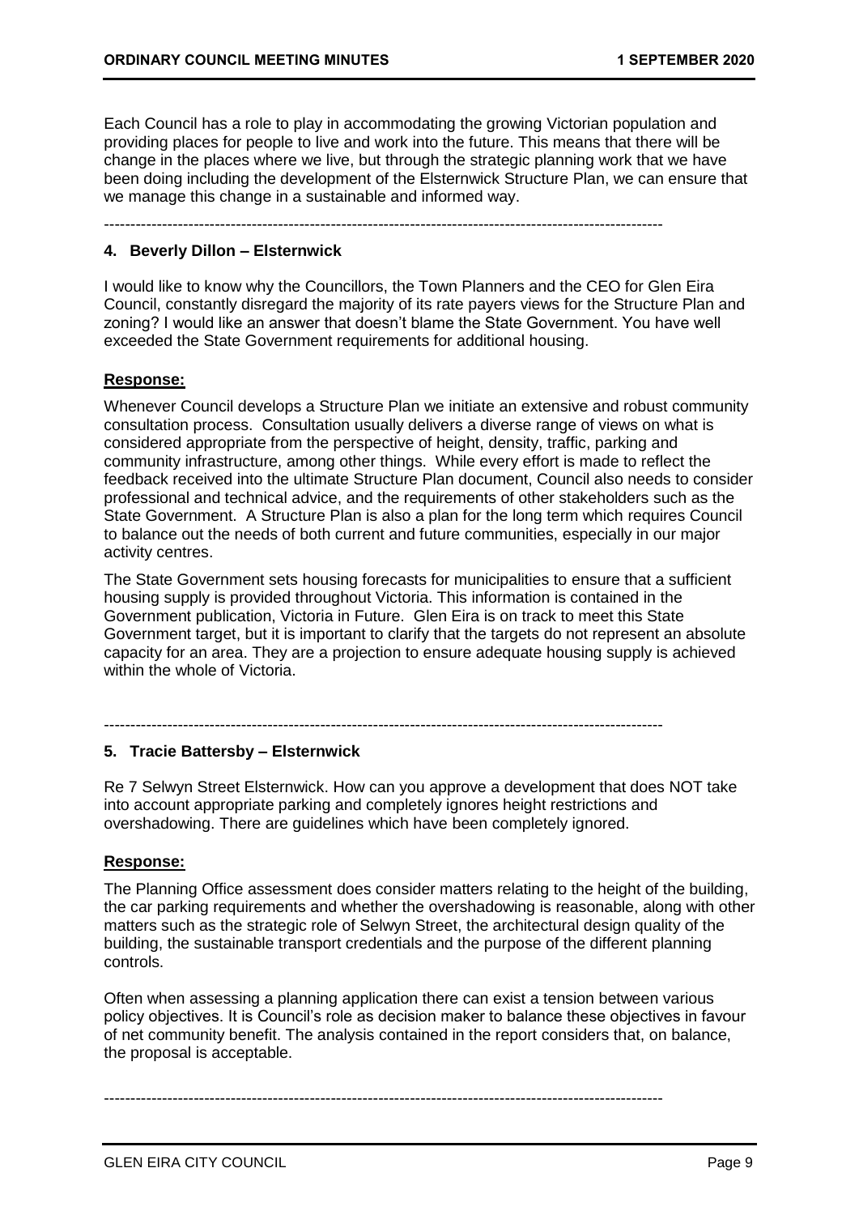Each Council has a role to play in accommodating the growing Victorian population and providing places for people to live and work into the future. This means that there will be change in the places where we live, but through the strategic planning work that we have been doing including the development of the Elsternwick Structure Plan, we can ensure that we manage this change in a sustainable and informed way.

---

**4. Beverly Dillon – Elsternwick**

I would like to know why the Councillors, the Town Planners and the CEO for Glen Eira Council, constantly disregard the majority of its rate payers views for the Structure Plan and zoning? I would like an answer that doesn't blame the State Government. You have well exceeded the State Government requirements for additional housing.

**Response:**

Whenever Council develops a Structure Plan we initiate an extensive and robust community consultation process. Consultation usually delivers a diverse range of views on what is considered appropriate from the perspective of height, density, traffic, parking and community infrastructure, among other things. While every effort is made to reflect the feedback received into the ultimate Structure Plan document, Council also needs to consider professional and technical advice, and the requirements of other stakeholders such as the State Government. A Structure Plan is also a plan for the long term which requires Council to balance out the needs of both current and future communities, especially in our major activity centres.

The State Government sets housing forecasts for municipalities to ensure that a sufficient housing supply is provided throughout Victoria. This information is contained in the Government publication, Victoria in Future. Glen Eira is on track to meet this State Government target, but it is important to clarify that the targets do not represent an absolute capacity for an area. They are a projection to ensure adequate housing supply is achieved within the whole of Victoria.

---

**5. Tracie Battersby – Elsternwick**

Re 7 Selwyn Street Elsternwick. How can you approve a development that does NOT take into account appropriate parking and completely ignores height restrictions and overshadowing. There are guidelines which have been completely ignored.

**Response:**

The Planning Office assessment does consider matters relating to the height of the building, the car parking requirements and whether the overshadowing is reasonable, along with other matters such as the strategic role of Selwyn Street, the architectural design quality of the building, the sustainable transport credentials and the purpose of the different planning controls.

Often when assessing a planning application there can exist a tension between various policy objectives. It is Council's role as decision maker to balance these objectives in favour of net community benefit. The analysis contained in the report considers that, on balance, the proposal is acceptable.

---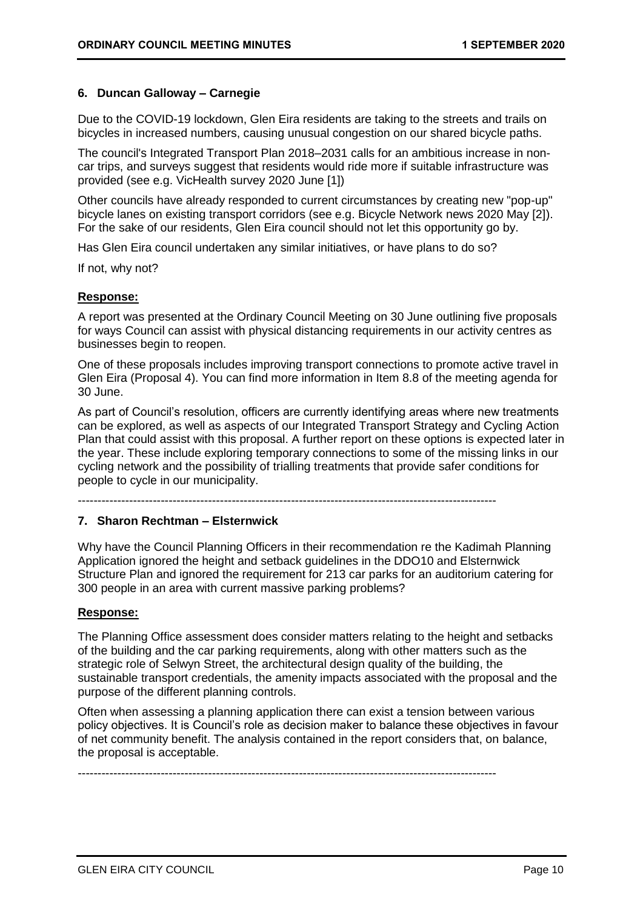### 6. Duncan Galloway – Carnegie

Due to the COVID-19 lockdown, Glen Eira residents are taking to the streets and trails on bicycles in increased numbers, causing unusual congestion on our shared bicycle paths.

The council's Integrated Transport Plan 2018–2031 calls for an ambitious increase in non-car trips, and surveys suggest that residents would ride more if suitable infrastructure was provided (see e.g. VicHealth survey 2020 June [1])

Other councils have already responded to current circumstances by creating new "pop-up" bicycle lanes on existing transport corridors (see e.g. Bicycle Network news 2020 May [2]). For the sake of our residents, Glen Eira council should not let this opportunity go by.

Has Glen Eira council undertaken any similar initiatives, or have plans to do so?

If not, why not?

**Response:**

A report was presented at the Ordinary Council Meeting on 30 June outlining five proposals for ways Council can assist with physical distancing requirements in our activity centres as businesses begin to reopen.

One of these proposals includes improving transport connections to promote active travel in Glen Eira (Proposal 4). You can find more information in Item 8.8 of the meeting agenda for 30 June.

As part of Council's resolution, officers are currently identifying areas where new treatments can be explored, as well as aspects of our Integrated Transport Strategy and Cycling Action Plan that could assist with this proposal. A further report on these options is expected later in the year. These include exploring temporary connections to some of the missing links in our cycling network and the possibility of trialling treatments that provide safer conditions for people to cycle in our municipality.

---

### 7. Sharon Rechtman – Elsternwick

Why have the Council Planning Officers in their recommendation re the Kadimah Planning Application ignored the height and setback guidelines in the DDO10 and Elsternwick Structure Plan and ignored the requirement for 213 car parks for an auditorium catering for 300 people in an area with current massive parking problems?

**Response:**

The Planning Office assessment does consider matters relating to the height and setbacks of the building and the car parking requirements, along with other matters such as the strategic role of Selwyn Street, the architectural design quality of the building, the sustainable transport credentials, the amenity impacts associated with the proposal and the purpose of the different planning controls.

Often when assessing a planning application there can exist a tension between various policy objectives. It is Council's role as decision maker to balance these objectives in favour of net community benefit. The analysis contained in the report considers that, on balance, the proposal is acceptable.

---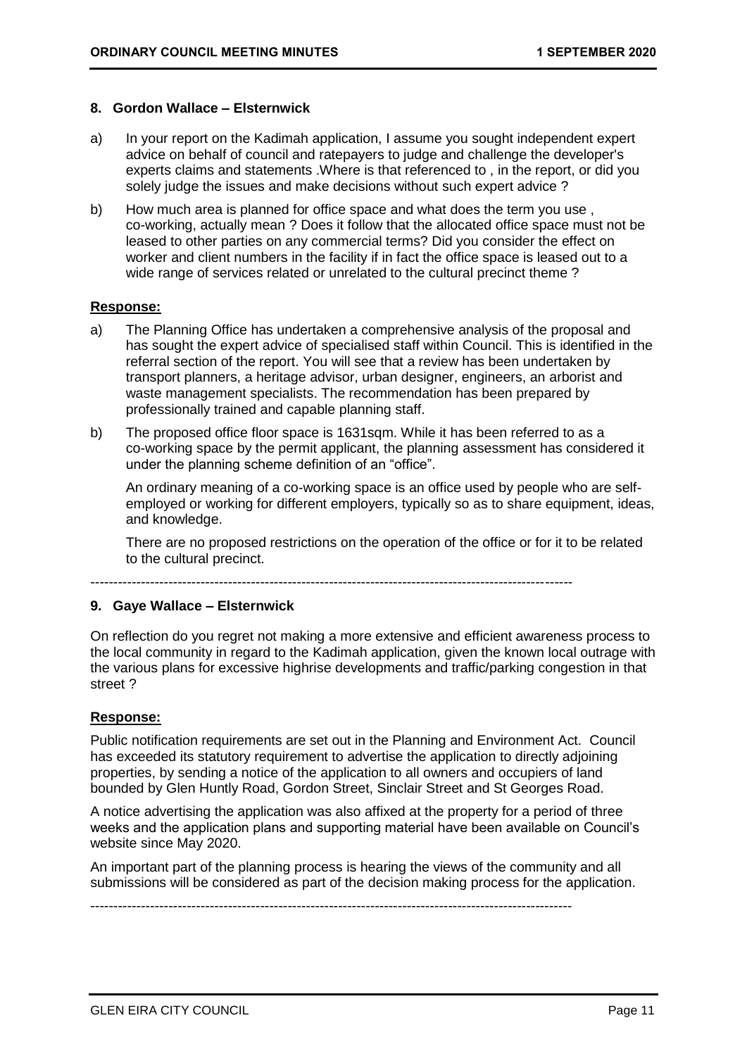## 8. Gordon Wallace – Elsternwick

a) In your report on the Kadimah application, I assume you sought independent expert advice on behalf of council and ratepayers to judge and challenge the developer's experts claims and statements .Where is that referenced to , in the report, or did you solely judge the issues and make decisions without such expert advice ?

b) How much area is planned for office space and what does the term you use , co-working, actually mean ? Does it follow that the allocated office space must not be leased to other parties on any commercial terms? Did you consider the effect on worker and client numbers in the facility if in fact the office space is leased out to a wide range of services related or unrelated to the cultural precinct theme ?

**Response:**

a) The Planning Office has undertaken a comprehensive analysis of the proposal and has sought the expert advice of specialised staff within Council. This is identified in the referral section of the report. You will see that a review has been undertaken by transport planners, a heritage advisor, urban designer, engineers, an arborist and waste management specialists. The recommendation has been prepared by professionally trained and capable planning staff.

b) The proposed office floor space is 1631sqm. While it has been referred to as a co-working space by the permit applicant, the planning assessment has considered it under the planning scheme definition of an "office".

   An ordinary meaning of a co-working space is an office used by people who are self-employed or working for different employers, typically so as to share equipment, ideas, and knowledge.

   There are no proposed restrictions on the operation of the office or for it to be related to the cultural precinct.

---

## 9. Gaye Wallace – Elsternwick

On reflection do you regret not making a more extensive and efficient awareness process to the local community in regard to the Kadimah application, given the known local outrage with the various plans for excessive highrise developments and traffic/parking congestion in that street ?

**Response:**

Public notification requirements are set out in the Planning and Environment Act. Council has exceeded its statutory requirement to advertise the application to directly adjoining properties, by sending a notice of the application to all owners and occupiers of land bounded by Glen Huntly Road, Gordon Street, Sinclair Street and St Georges Road.

A notice advertising the application was also affixed at the property for a period of three weeks and the application plans and supporting material have been available on Council's website since May 2020.

An important part of the planning process is hearing the views of the community and all submissions will be considered as part of the decision making process for the application.

---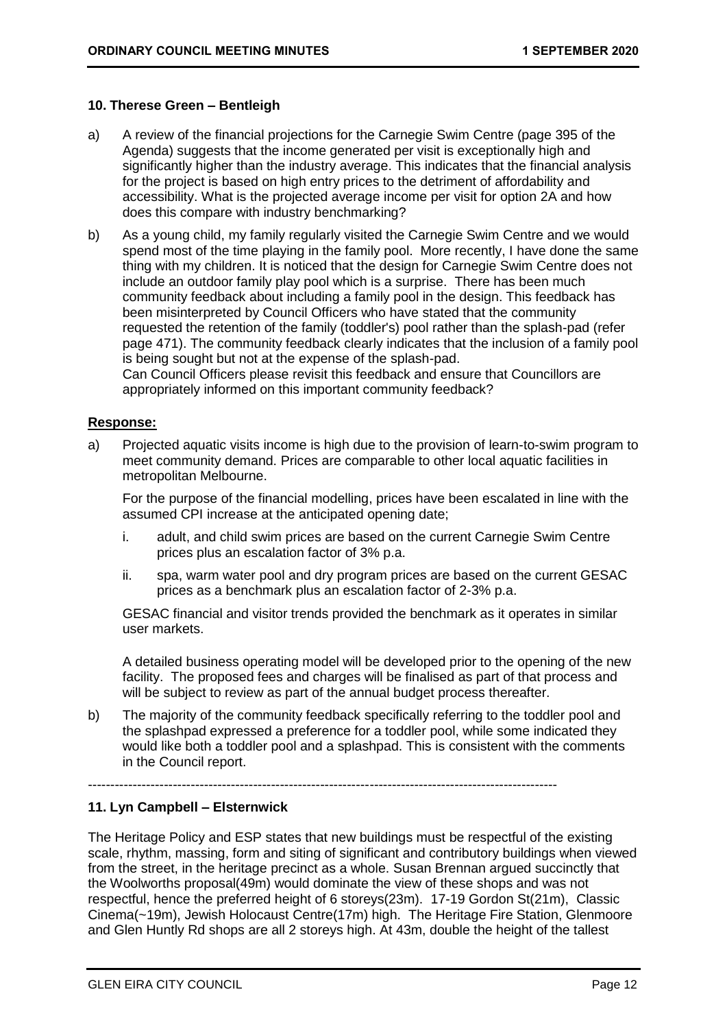### 10. Therese Green – Bentleigh

a) A review of the financial projections for the Carnegie Swim Centre (page 395 of the Agenda) suggests that the income generated per visit is exceptionally high and significantly higher than the industry average. This indicates that the financial analysis for the project is based on high entry prices to the detriment of affordability and accessibility. What is the projected average income per visit for option 2A and how does this compare with industry benchmarking?

b) As a young child, my family regularly visited the Carnegie Swim Centre and we would spend most of the time playing in the family pool. More recently, I have done the same thing with my children. It is noticed that the design for Carnegie Swim Centre does not include an outdoor family play pool which is a surprise. There has been much community feedback about including a family pool in the design. This feedback has been misinterpreted by Council Officers who have stated that the community requested the retention of the family (toddler's) pool rather than the splash-pad (refer page 471). The community feedback clearly indicates that the inclusion of a family pool is being sought but not at the expense of the splash-pad.
Can Council Officers please revisit this feedback and ensure that Councillors are appropriately informed on this important community feedback?

**Response:**

a) Projected aquatic visits income is high due to the provision of learn-to-swim program to meet community demand. Prices are comparable to other local aquatic facilities in metropolitan Melbourne.

   For the purpose of the financial modelling, prices have been escalated in line with the assumed CPI increase at the anticipated opening date;

   i. adult, and child swim prices are based on the current Carnegie Swim Centre prices plus an escalation factor of 3% p.a.

   ii. spa, warm water pool and dry program prices are based on the current GESAC prices as a benchmark plus an escalation factor of 2-3% p.a.

   GESAC financial and visitor trends provided the benchmark as it operates in similar user markets.

   A detailed business operating model will be developed prior to the opening of the new facility. The proposed fees and charges will be finalised as part of that process and will be subject to review as part of the annual budget process thereafter.

b) The majority of the community feedback specifically referring to the toddler pool and the splashpad expressed a preference for a toddler pool, while some indicated they would like both a toddler pool and a splashpad. This is consistent with the comments in the Council report.

---

### 11. Lyn Campbell – Elsternwick

The Heritage Policy and ESP states that new buildings must be respectful of the existing scale, rhythm, massing, form and siting of significant and contributory buildings when viewed from the street, in the heritage precinct as a whole. Susan Brennan argued succinctly that the Woolworths proposal(49m) would dominate the view of these shops and was not respectful, hence the preferred height of 6 storeys(23m). 17-19 Gordon St(21m), Classic Cinema(~19m), Jewish Holocaust Centre(17m) high. The Heritage Fire Station, Glenmoore and Glen Huntly Rd shops are all 2 storeys high. At 43m, double the height of the tallest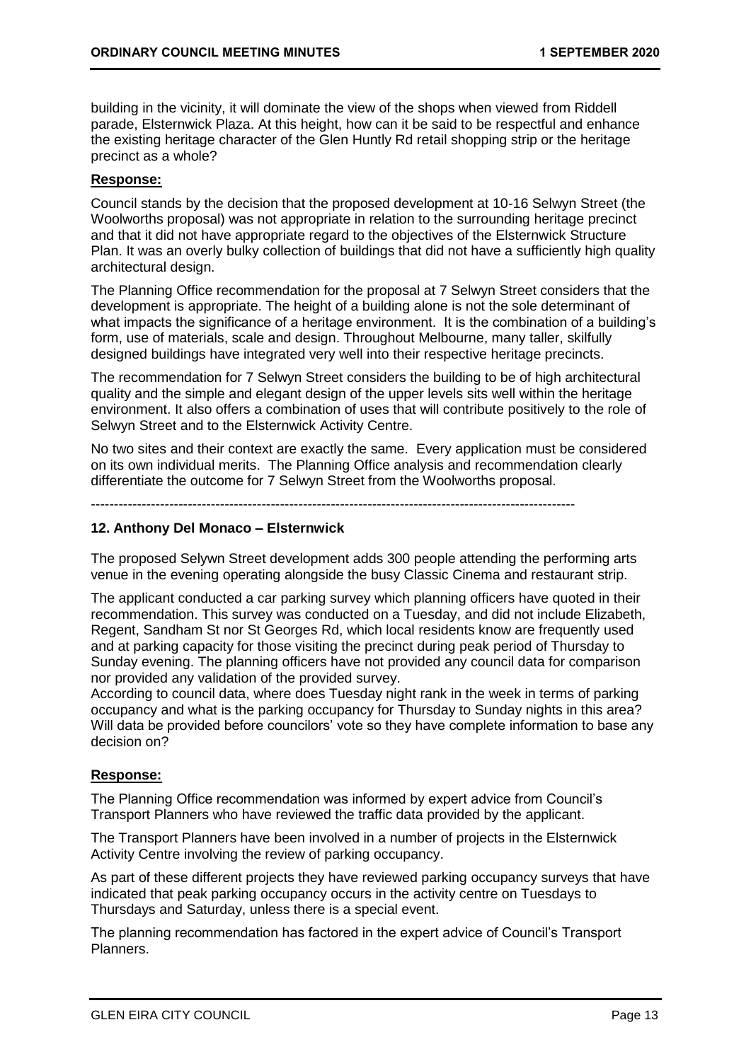building in the vicinity, it will dominate the view of the shops when viewed from Riddell parade, Elsternwick Plaza. At this height, how can it be said to be respectful and enhance the existing heritage character of the Glen Huntly Rd retail shopping strip or the heritage precinct as a whole?

**Response:**

Council stands by the decision that the proposed development at 10-16 Selwyn Street (the Woolworths proposal) was not appropriate in relation to the surrounding heritage precinct and that it did not have appropriate regard to the objectives of the Elsternwick Structure Plan. It was an overly bulky collection of buildings that did not have a sufficiently high quality architectural design.

The Planning Office recommendation for the proposal at 7 Selwyn Street considers that the development is appropriate. The height of a building alone is not the sole determinant of what impacts the significance of a heritage environment. It is the combination of a building's form, use of materials, scale and design. Throughout Melbourne, many taller, skilfully designed buildings have integrated very well into their respective heritage precincts.

The recommendation for 7 Selwyn Street considers the building to be of high architectural quality and the simple and elegant design of the upper levels sits well within the heritage environment. It also offers a combination of uses that will contribute positively to the role of Selwyn Street and to the Elsternwick Activity Centre.

No two sites and their context are exactly the same. Every application must be considered on its own individual merits. The Planning Office analysis and recommendation clearly differentiate the outcome for 7 Selwyn Street from the Woolworths proposal.

---

**12. Anthony Del Monaco – Elsternwick**

The proposed Selywn Street development adds 300 people attending the performing arts venue in the evening operating alongside the busy Classic Cinema and restaurant strip.

The applicant conducted a car parking survey which planning officers have quoted in their recommendation. This survey was conducted on a Tuesday, and did not include Elizabeth, Regent, Sandham St nor St Georges Rd, which local residents know are frequently used and at parking capacity for those visiting the precinct during peak period of Thursday to Sunday evening. The planning officers have not provided any council data for comparison nor provided any validation of the provided survey.

According to council data, where does Tuesday night rank in the week in terms of parking occupancy and what is the parking occupancy for Thursday to Sunday nights in this area? Will data be provided before councilors' vote so they have complete information to base any decision on?

**Response:**

The Planning Office recommendation was informed by expert advice from Council's Transport Planners who have reviewed the traffic data provided by the applicant.

The Transport Planners have been involved in a number of projects in the Elsternwick Activity Centre involving the review of parking occupancy.

As part of these different projects they have reviewed parking occupancy surveys that have indicated that peak parking occupancy occurs in the activity centre on Tuesdays to Thursdays and Saturday, unless there is a special event.

The planning recommendation has factored in the expert advice of Council's Transport Planners.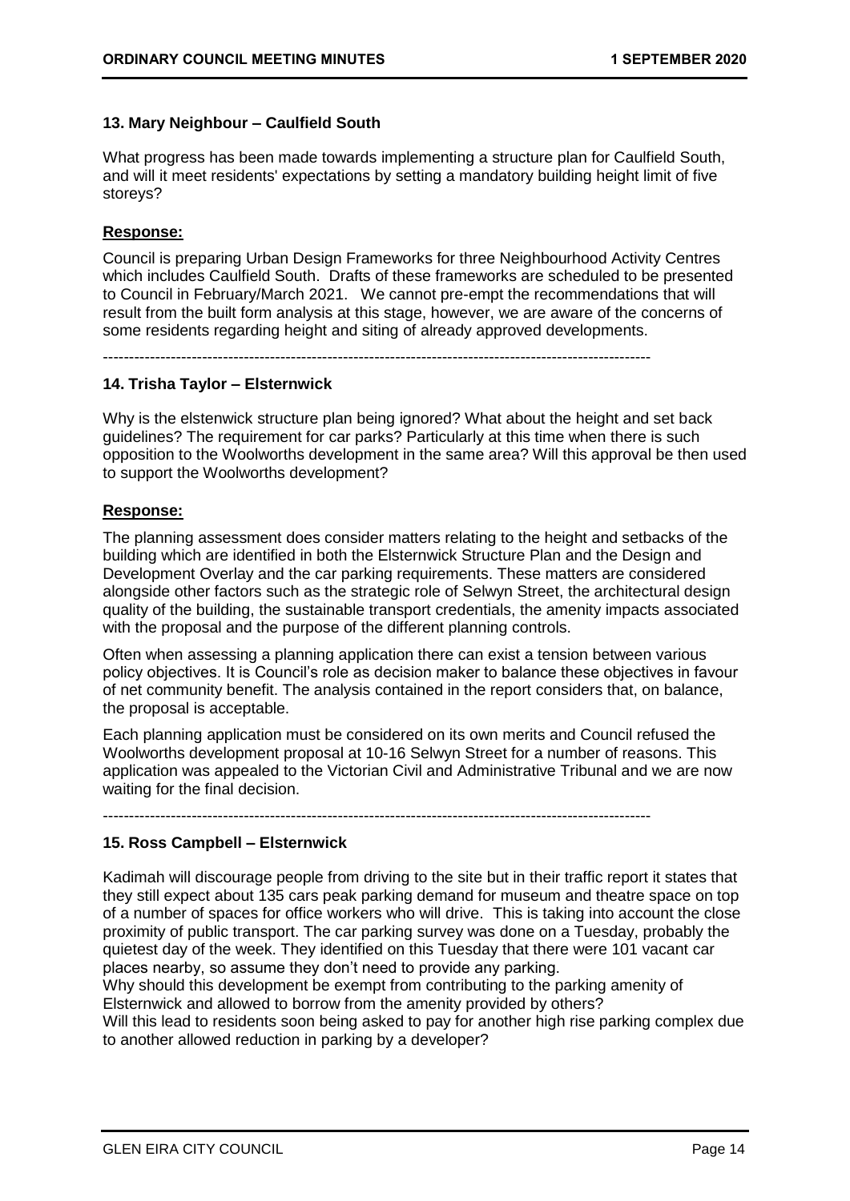### 13. Mary Neighbour – Caulfield South

What progress has been made towards implementing a structure plan for Caulfield South, and will it meet residents' expectations by setting a mandatory building height limit of five storeys?

**Response:**

Council is preparing Urban Design Frameworks for three Neighbourhood Activity Centres which includes Caulfield South. Drafts of these frameworks are scheduled to be presented to Council in February/March 2021. We cannot pre-empt the recommendations that will result from the built form analysis at this stage, however, we are aware of the concerns of some residents regarding height and siting of already approved developments.

---

### 14. Trisha Taylor – Elsternwick

Why is the elstenwick structure plan being ignored? What about the height and set back guidelines? The requirement for car parks? Particularly at this time when there is such opposition to the Woolworths development in the same area? Will this approval be then used to support the Woolworths development?

**Response:**

The planning assessment does consider matters relating to the height and setbacks of the building which are identified in both the Elsternwick Structure Plan and the Design and Development Overlay and the car parking requirements. These matters are considered alongside other factors such as the strategic role of Selwyn Street, the architectural design quality of the building, the sustainable transport credentials, the amenity impacts associated with the proposal and the purpose of the different planning controls.

Often when assessing a planning application there can exist a tension between various policy objectives. It is Council's role as decision maker to balance these objectives in favour of net community benefit. The analysis contained in the report considers that, on balance, the proposal is acceptable.

Each planning application must be considered on its own merits and Council refused the Woolworths development proposal at 10-16 Selwyn Street for a number of reasons. This application was appealed to the Victorian Civil and Administrative Tribunal and we are now waiting for the final decision.

---

### 15. Ross Campbell – Elsternwick

Kadimah will discourage people from driving to the site but in their traffic report it states that they still expect about 135 cars peak parking demand for museum and theatre space on top of a number of spaces for office workers who will drive. This is taking into account the close proximity of public transport. The car parking survey was done on a Tuesday, probably the quietest day of the week. They identified on this Tuesday that there were 101 vacant car places nearby, so assume they don't need to provide any parking.

Why should this development be exempt from contributing to the parking amenity of Elsternwick and allowed to borrow from the amenity provided by others?

Will this lead to residents soon being asked to pay for another high rise parking complex due to another allowed reduction in parking by a developer?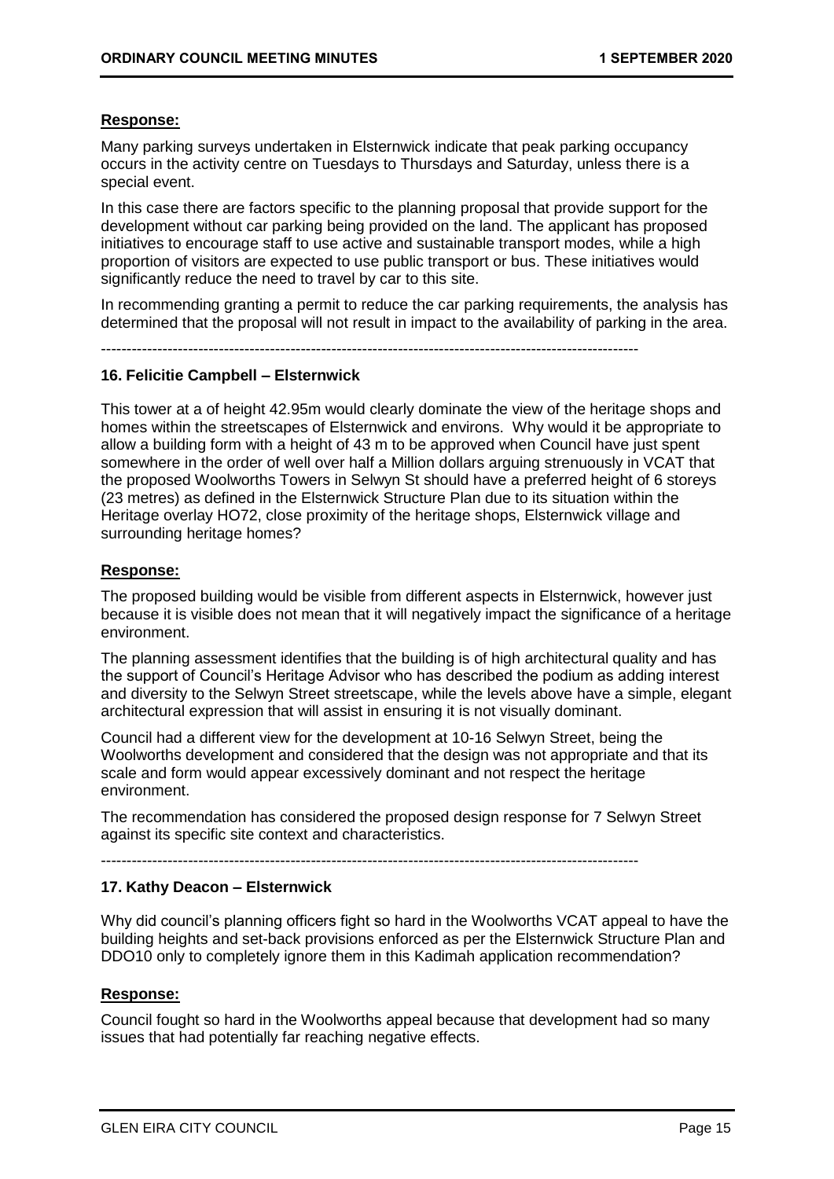**Response:**

Many parking surveys undertaken in Elsternwick indicate that peak parking occupancy occurs in the activity centre on Tuesdays to Thursdays and Saturday, unless there is a special event.

In this case there are factors specific to the planning proposal that provide support for the development without car parking being provided on the land. The applicant has proposed initiatives to encourage staff to use active and sustainable transport modes, while a high proportion of visitors are expected to use public transport or bus. These initiatives would significantly reduce the need to travel by car to this site.

In recommending granting a permit to reduce the car parking requirements, the analysis has determined that the proposal will not result in impact to the availability of parking in the area.

---

**16. Felicitie Campbell – Elsternwick**

This tower at a of height 42.95m would clearly dominate the view of the heritage shops and homes within the streetscapes of Elsternwick and environs. Why would it be appropriate to allow a building form with a height of 43 m to be approved when Council have just spent somewhere in the order of well over half a Million dollars arguing strenuously in VCAT that the proposed Woolworths Towers in Selwyn St should have a preferred height of 6 storeys (23 metres) as defined in the Elsternwick Structure Plan due to its situation within the Heritage overlay HO72, close proximity of the heritage shops, Elsternwick village and surrounding heritage homes?

**Response:**

The proposed building would be visible from different aspects in Elsternwick, however just because it is visible does not mean that it will negatively impact the significance of a heritage environment.

The planning assessment identifies that the building is of high architectural quality and has the support of Council's Heritage Advisor who has described the podium as adding interest and diversity to the Selwyn Street streetscape, while the levels above have a simple, elegant architectural expression that will assist in ensuring it is not visually dominant.

Council had a different view for the development at 10-16 Selwyn Street, being the Woolworths development and considered that the design was not appropriate and that its scale and form would appear excessively dominant and not respect the heritage environment.

The recommendation has considered the proposed design response for 7 Selwyn Street against its specific site context and characteristics.

---

**17. Kathy Deacon – Elsternwick**

Why did council's planning officers fight so hard in the Woolworths VCAT appeal to have the building heights and set-back provisions enforced as per the Elsternwick Structure Plan and DDO10 only to completely ignore them in this Kadimah application recommendation?

**Response:**

Council fought so hard in the Woolworths appeal because that development had so many issues that had potentially far reaching negative effects.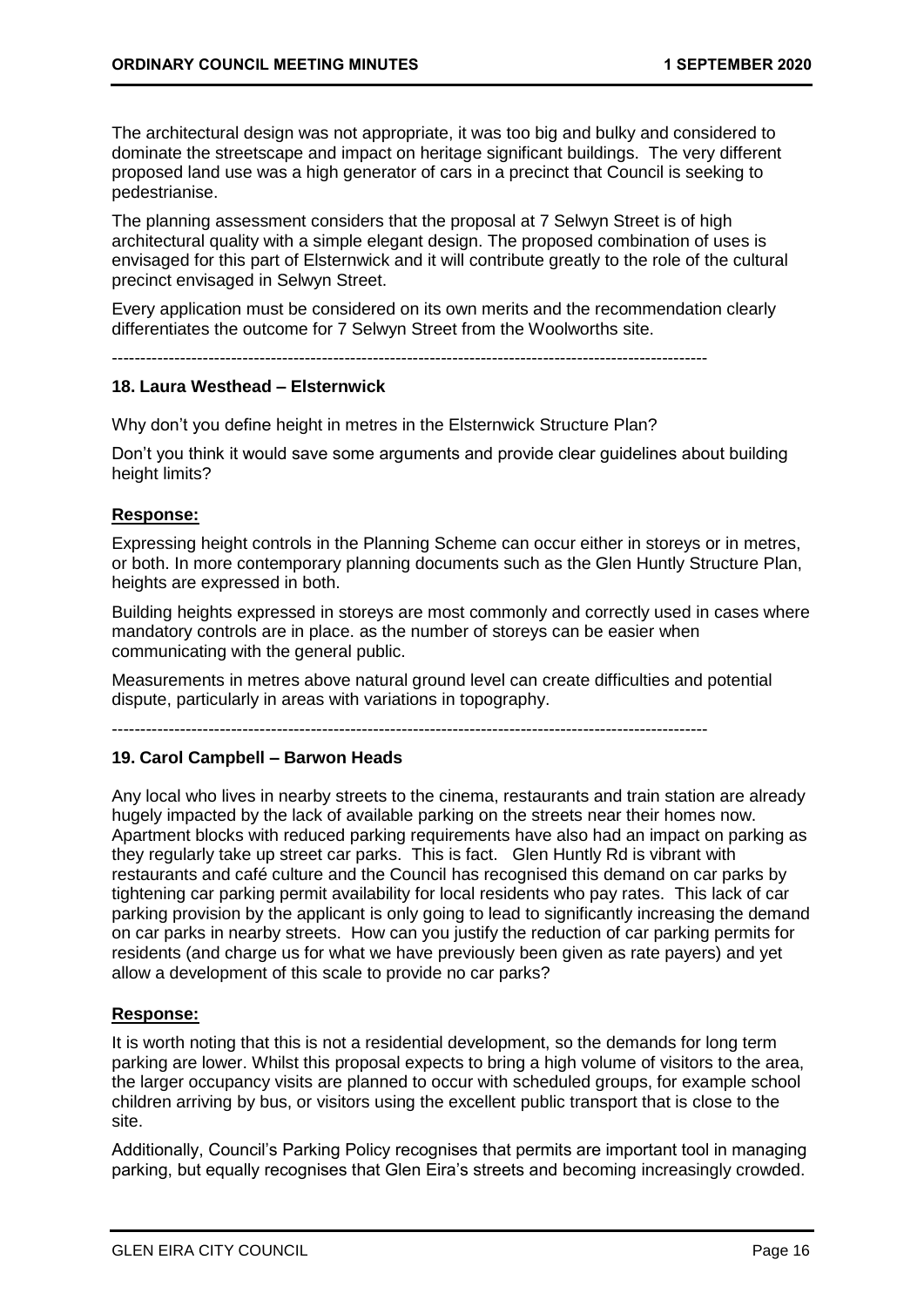The architectural design was not appropriate, it was too big and bulky and considered to dominate the streetscape and impact on heritage significant buildings. The very different proposed land use was a high generator of cars in a precinct that Council is seeking to pedestrianise.

The planning assessment considers that the proposal at 7 Selwyn Street is of high architectural quality with a simple elegant design. The proposed combination of uses is envisaged for this part of Elsternwick and it will contribute greatly to the role of the cultural precinct envisaged in Selwyn Street.

Every application must be considered on its own merits and the recommendation clearly differentiates the outcome for 7 Selwyn Street from the Woolworths site.

---------------------------------------------------------------------------------------------------------

**18. Laura Westhead – Elsternwick**

Why don't you define height in metres in the Elsternwick Structure Plan?

Don't you think it would save some arguments and provide clear guidelines about building height limits?

**Response:**

Expressing height controls in the Planning Scheme can occur either in storeys or in metres, or both. In more contemporary planning documents such as the Glen Huntly Structure Plan, heights are expressed in both.

Building heights expressed in storeys are most commonly and correctly used in cases where mandatory controls are in place. as the number of storeys can be easier when communicating with the general public.

Measurements in metres above natural ground level can create difficulties and potential dispute, particularly in areas with variations in topography.

---------------------------------------------------------------------------------------------------------

**19. Carol Campbell – Barwon Heads**

Any local who lives in nearby streets to the cinema, restaurants and train station are already hugely impacted by the lack of available parking on the streets near their homes now. Apartment blocks with reduced parking requirements have also had an impact on parking as they regularly take up street car parks. This is fact. Glen Huntly Rd is vibrant with restaurants and café culture and the Council has recognised this demand on car parks by tightening car parking permit availability for local residents who pay rates. This lack of car parking provision by the applicant is only going to justify to lead to significantly increasing the demand on car parks in nearby streets. How can you justify the reduction of car parking permits for residents (and charge us for what we have previously been given as rate payers) and yet allow a development of this scale to provide no car parks?

**Response:**

It is worth noting that this is not a residential development, so the demands for long term parking are lower. Whilst this proposal expects to bring a high volume of visitors to the area, the larger occupancy visits are planned to occur with scheduled groups, for example school children arriving by bus, or visitors using the excellent public transport that is close to the site.

Additionally, Council's Parking Policy recognises that permits are important tool in managing parking, but equally recognises that Glen Eira's streets and becoming increasingly crowded.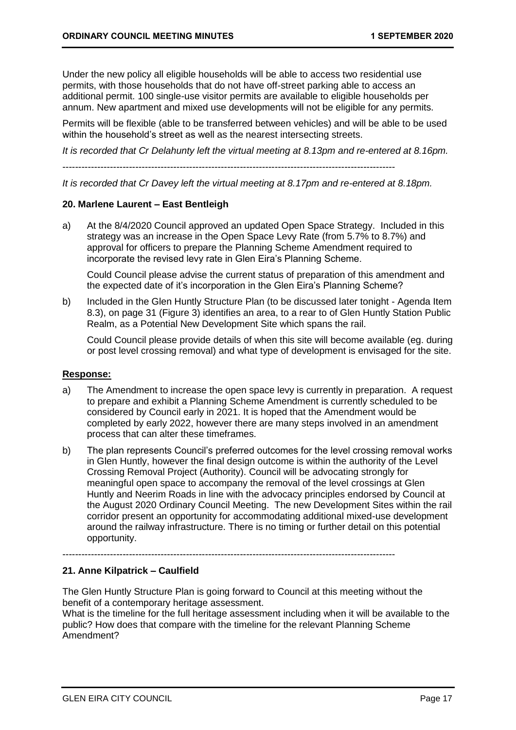Under the new policy all eligible households will be able to access two residential use permits, with those households that do not have off-street parking able to access an additional permit. 100 single-use visitor permits are available to eligible households per annum. New apartment and mixed use developments will not be eligible for any permits.

Permits will be flexible (able to be transferred between vehicles) and will be able to be used within the household's street as well as the nearest intersecting streets.

*It is recorded that Cr Delahunty left the virtual meeting at 8.13pm and re-entered at 8.16pm.*

---

*It is recorded that Cr Davey left the virtual meeting at 8.17pm and re-entered at 8.18pm.*

**20. Marlene Laurent – East Bentleigh**

a) At the 8/4/2020 Council approved an updated Open Space Strategy. Included in this strategy was an increase in the Open Space Levy Rate (from 5.7% to 8.7%) and approval for officers to prepare the Planning Scheme Amendment required to incorporate the revised levy rate in Glen Eira's Planning Scheme.

   Could Council please advise the current status of preparation of this amendment and the expected date of it's incorporation in the Glen Eira's Planning Scheme?

b) Included in the Glen Huntly Structure Plan (to be discussed later tonight - Agenda Item 8.3), on page 31 (Figure 3) identifies an area, to a rear to of Glen Huntly Station Public Realm, as a Potential New Development Site which spans the rail.

   Could Council please provide details of when this site will become available (eg. during or post level crossing removal) and what type of development is envisaged for the site.

**Response:**

a) The Amendment to increase the open space levy is currently in preparation. A request to prepare and exhibit a Planning Scheme Amendment is currently scheduled to be considered by Council early in 2021. It is hoped that the Amendment would be completed by early 2022, however there are many steps involved in an amendment process that can alter these timeframes.

b) The plan represents Council's preferred outcomes for the level crossing removal works in Glen Huntly, however the final design outcome is within the authority of the Level Crossing Removal Project (Authority). Council will be advocating strongly for meaningful open space to accompany the removal of the level crossings at Glen Huntly and Neerim Roads in line with the advocacy principles endorsed by Council at the August 2020 Ordinary Council Meeting. The new Development Sites within the rail corridor present an opportunity for accommodating additional mixed-use development around the railway infrastructure. There is no timing or further detail on this potential opportunity.

---

**21. Anne Kilpatrick – Caulfield**

The Glen Huntly Structure Plan is going forward to Council at this meeting without the benefit of a contemporary heritage assessment.
What is the timeline for the full heritage assessment including when it will be available to the public? How does that compare with the timeline for the relevant Planning Scheme Amendment?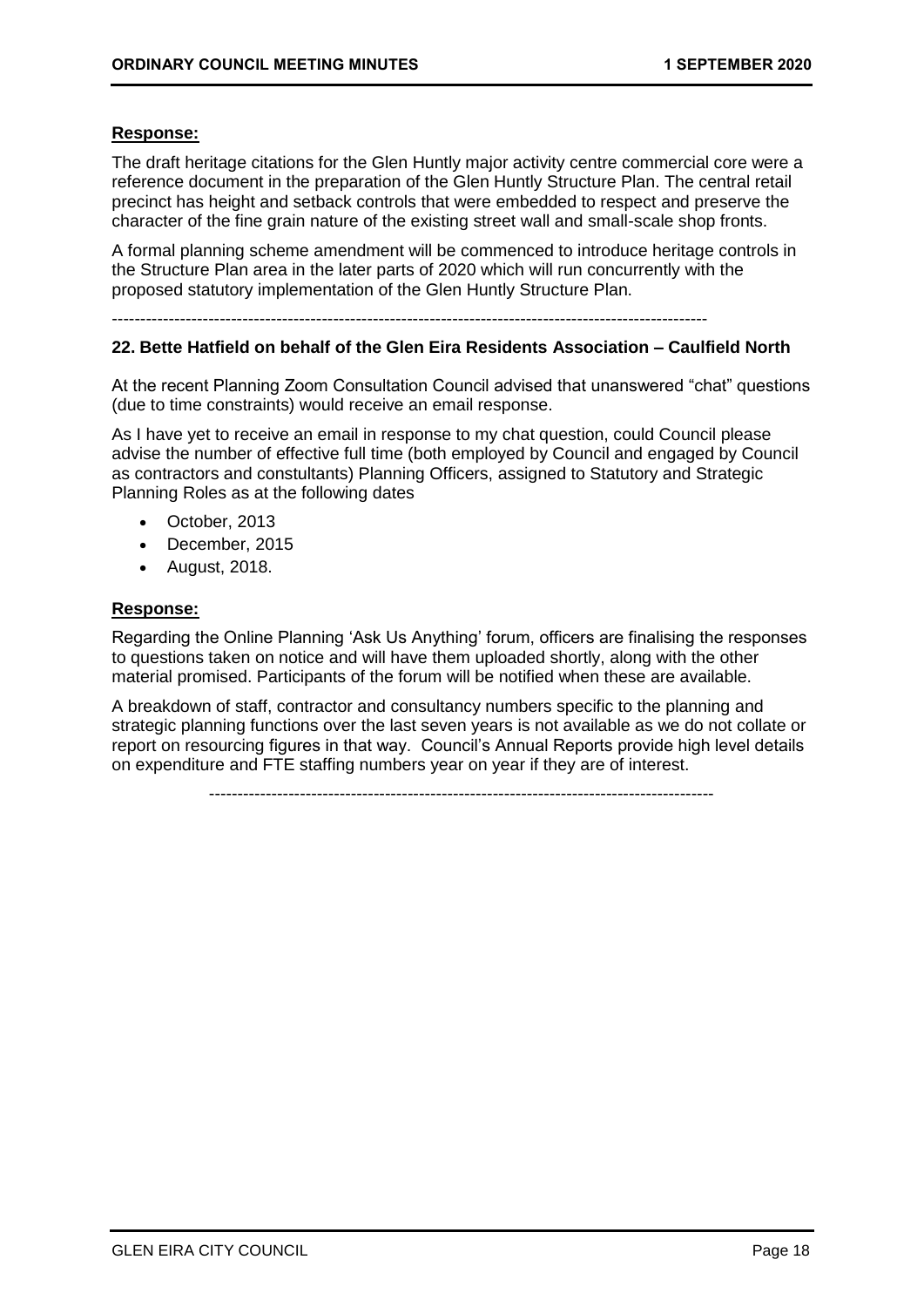**Response:**

The draft heritage citations for the Glen Huntly major activity centre commercial core were a reference document in the preparation of the Glen Huntly Structure Plan. The central retail precinct has height and setback controls that were embedded to respect and preserve the character of the fine grain nature of the existing street wall and small-scale shop fronts.

A formal planning scheme amendment will be commenced to introduce heritage controls in the Structure Plan area in the later parts of 2020 which will run concurrently with the proposed statutory implementation of the Glen Huntly Structure Plan.

---

**22. Bette Hatfield on behalf of the Glen Eira Residents Association – Caulfield North**

At the recent Planning Zoom Consultation Council advised that unanswered "chat" questions (due to time constraints) would receive an email response.

As I have yet to receive an email in response to my chat question, could Council please advise the number of effective full time (both employed by Council and engaged by Council as contractors and constultants) Planning Officers, assigned to Statutory and Strategic Planning Roles as at the following dates

- October, 2013
- December, 2015
- August, 2018.

**Response:**

Regarding the Online Planning 'Ask Us Anything' forum, officers are finalising the responses to questions taken on notice and will have them uploaded shortly, along with the other material promised. Participants of the forum will be notified when these are available.

A breakdown of staff, contractor and consultancy numbers specific to the planning and strategic planning functions over the last seven years is not available as we do not collate or report on resourcing figures in that way. Council's Annual Reports provide high level details on expenditure and FTE staffing numbers year on year if they are of interest.

---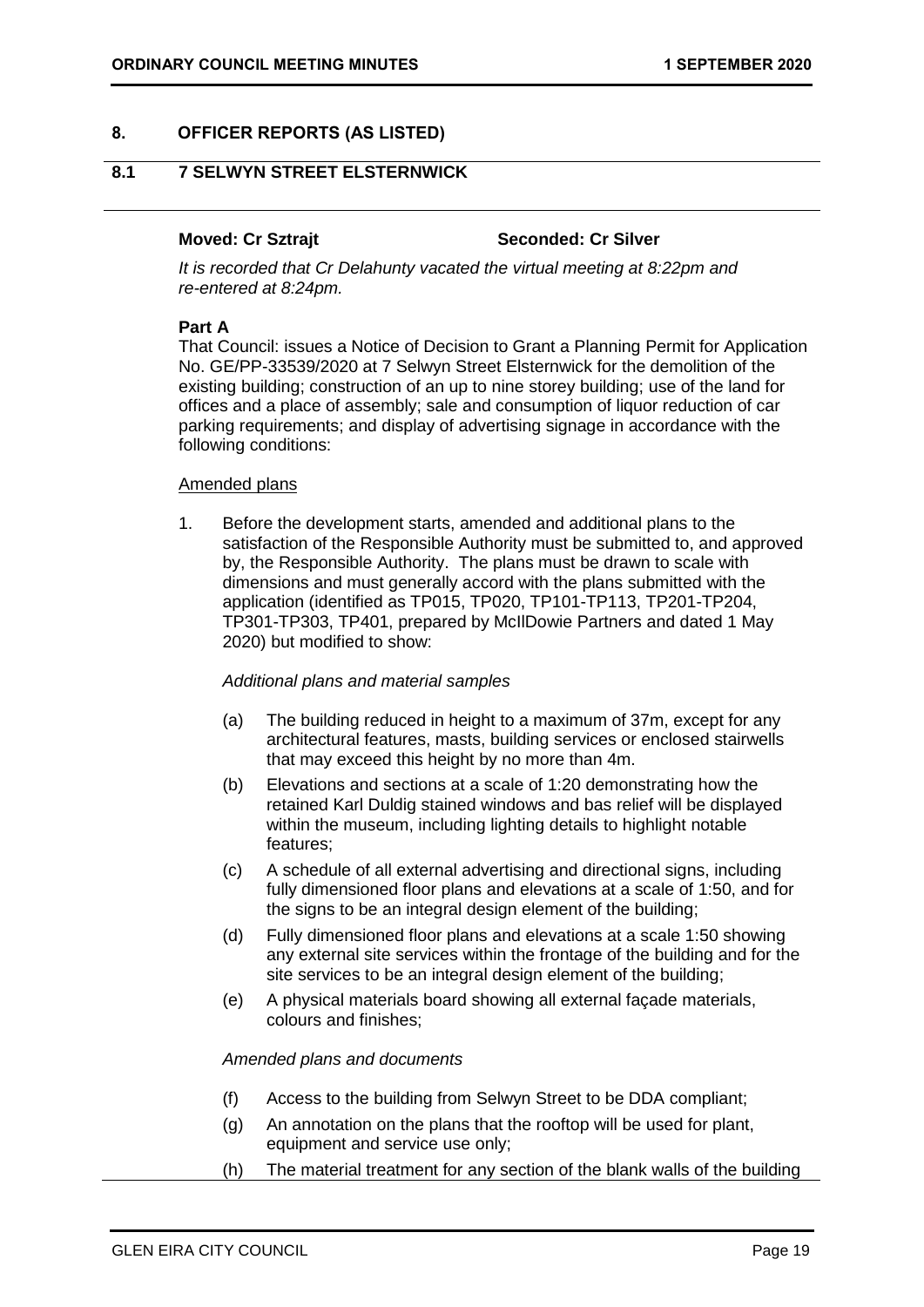## 8. OFFICER REPORTS (AS LISTED)

### 8.1 7 SELWYN STREET ELSTERNWICK

**Moved: Cr Sztrajt** **Seconded: Cr Silver**

*It is recorded that Cr Delahunty vacated the virtual meeting at 8:22pm and re-entered at 8:24pm.*

**Part A**

That Council: issues a Notice of Decision to Grant a Planning Permit for Application No. GE/PP-33539/2020 at 7 Selwyn Street Elsternwick for the demolition of the existing building; construction of an up to nine storey building; use of the land for offices and a place of assembly; sale and consumption of liquor reduction of car parking requirements; and display of advertising signage in accordance with the following conditions:

Amended plans

1. Before the development starts, amended and additional plans to the satisfaction of the Responsible Authority must be submitted to, and approved by, the Responsible Authority. The plans must be drawn to scale with dimensions and must generally accord with the plans submitted with the application (identified as TP015, TP020, TP101-TP113, TP201-TP204, TP301-TP303, TP401, prepared by McIlDowie Partners and dated 1 May 2020) but modified to show:

   *Additional plans and material samples*

   (a) The building reduced in height to a maximum of 37m, except for any architectural features, masts, building services or enclosed stairwells that may exceed this height by no more than 4m.

   (b) Elevations and sections at a scale of 1:20 demonstrating how the retained Karl Duldig stained windows and bas relief will be displayed within the museum, including lighting details to highlight notable features;

   (c) A schedule of all external advertising and directional signs, including fully dimensioned floor plans and elevations at a scale of 1:50, and for the signs to be an integral design element of the building;

   (d) Fully dimensioned floor plans and elevations at a scale 1:50 showing any external site services within the frontage of the building and for the site services to be an integral design element of the building;

   (e) A physical materials board showing all external façade materials, colours and finishes;

   *Amended plans and documents*

   (f) Access to the building from Selwyn Street to be DDA compliant;

   (g) An annotation on the plans that the rooftop will be used for plant, equipment and service use only;

   (h) The material treatment for any section of the blank walls of the building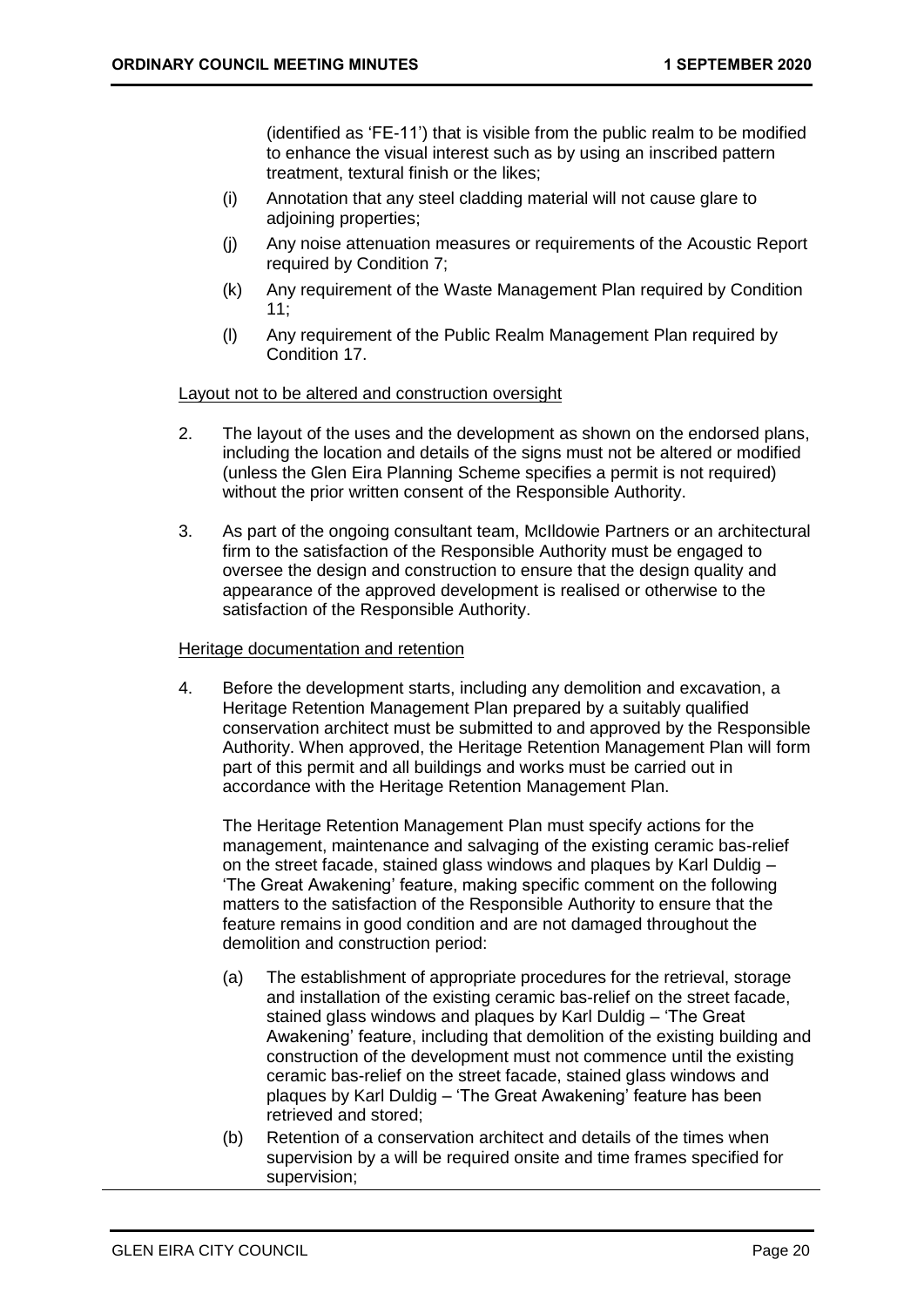(identified as 'FE-11') that is visible from the public realm to be modified to enhance the visual interest such as by using an inscribed pattern treatment, textural finish or the likes;

(i) Annotation that any steel cladding material will not cause glare to adjoining properties;

(j) Any noise attenuation measures or requirements of the Acoustic Report required by Condition 7;

(k) Any requirement of the Waste Management Plan required by Condition 11;

(l) Any requirement of the Public Realm Management Plan required by Condition 17.

Layout not to be altered and construction oversight

2. The layout of the uses and the development as shown on the endorsed plans, including the location and details of the signs must not be altered or modified (unless the Glen Eira Planning Scheme specifies a permit is not required) without the prior written consent of the Responsible Authority.

3. As part of the ongoing consultant team, McIldowie Partners or an architectural firm to the satisfaction of the Responsible Authority must be engaged to oversee the design and construction to ensure that the design quality and appearance of the approved development is realised or otherwise to the satisfaction of the Responsible Authority.

Heritage documentation and retention

4. Before the development starts, including any demolition and excavation, a Heritage Retention Management Plan prepared by a suitably qualified conservation architect must be submitted to and approved by the Responsible Authority. When approved, the Heritage Retention Management Plan will form part of this permit and all buildings and works must be carried out in accordance with the Heritage Retention Management Plan.

   The Heritage Retention Management Plan must specify actions for the management, maintenance and salvaging of the existing ceramic bas-relief on the street facade, stained glass windows and plaques by Karl Duldig – 'The Great Awakening' feature, making specific comment on the following matters to the satisfaction of the Responsible Authority to ensure that the feature remains in good condition and are not damaged throughout the demolition and construction period:

   (a) The establishment of appropriate procedures for the retrieval, storage and installation of the existing ceramic bas-relief on the street facade, stained glass windows and plaques by Karl Duldig – 'The Great Awakening' feature, including that demolition of the existing building and construction of the development must not commence until the existing ceramic bas-relief on the street facade, stained glass windows and plaques by Karl Duldig – 'The Great Awakening' feature has been retrieved and stored;

   (b) Retention of a conservation architect and details of the times when supervision by a will be required onsite and time frames specified for supervision;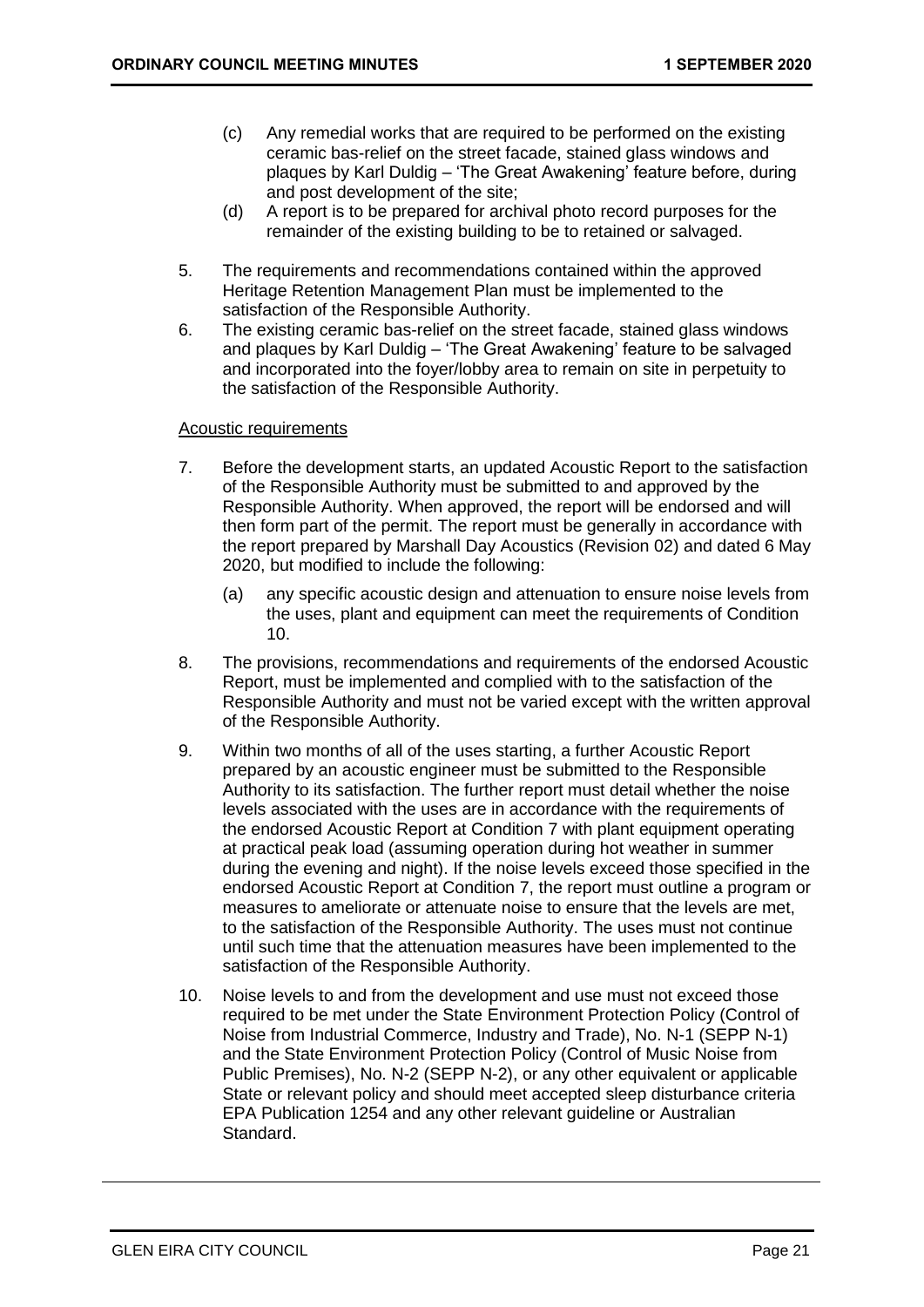(c) Any remedial works that are required to be performed on the existing ceramic bas-relief on the street facade, stained glass windows and plaques by Karl Duldig – 'The Great Awakening' feature before, during and post development of the site;

(d) A report is to be prepared for archival photo record purposes for the remainder of the existing building to be to retained or salvaged.

5. The requirements and recommendations contained within the approved Heritage Retention Management Plan must be implemented to the satisfaction of the Responsible Authority.

6. The existing ceramic bas-relief on the street facade, stained glass windows and plaques by Karl Duldig – 'The Great Awakening' feature to be salvaged and incorporated into the foyer/lobby area to remain on site in perpetuity to the satisfaction of the Responsible Authority.

<u>Acoustic requirements</u>

7. Before the development starts, an updated Acoustic Report to the satisfaction of the Responsible Authority must be submitted to and approved by the Responsible Authority. When approved, the report will be endorsed and will then form part of the permit. The report must be generally in accordance with the report prepared by Marshall Day Acoustics (Revision 02) and dated 6 May 2020, but modified to include the following:

   (a) any specific acoustic design and attenuation to ensure noise levels from the uses, plant and equipment can meet the requirements of Condition 10.

8. The provisions, recommendations and requirements of the endorsed Acoustic Report, must be implemented and complied with to the satisfaction of the Responsible Authority and must not be varied except with the written approval of the Responsible Authority.

9. Within two months of all of the uses starting, a further Acoustic Report prepared by an acoustic engineer must be submitted to the Responsible Authority to its satisfaction. The further report must detail whether the noise levels associated with the uses are in accordance with the requirements of the endorsed Acoustic Report at Condition 7 with plant equipment operating at practical peak load (assuming operation during hot weather in summer during the evening and night). If the noise levels exceed those specified in the endorsed Acoustic Report at Condition 7, the report must outline a program or measures to ameliorate or attenuate noise to ensure that the levels are met, to the satisfaction of the Responsible Authority. The uses must not continue until such time that the attenuation measures have been implemented to the satisfaction of the Responsible Authority.

10. Noise levels to and from the development and use must not exceed those required to be met under the State Environment Protection Policy (Control of Noise from Industrial Commerce, Industry and Trade), No. N-1 (SEPP N-1) and the State Environment Protection Policy (Control of Music Noise from Public Premises), No. N-2 (SEPP N-2), or any other equivalent or applicable State or relevant policy and should meet accepted sleep disturbance criteria EPA Publication 1254 and any other relevant guideline or Australian Standard.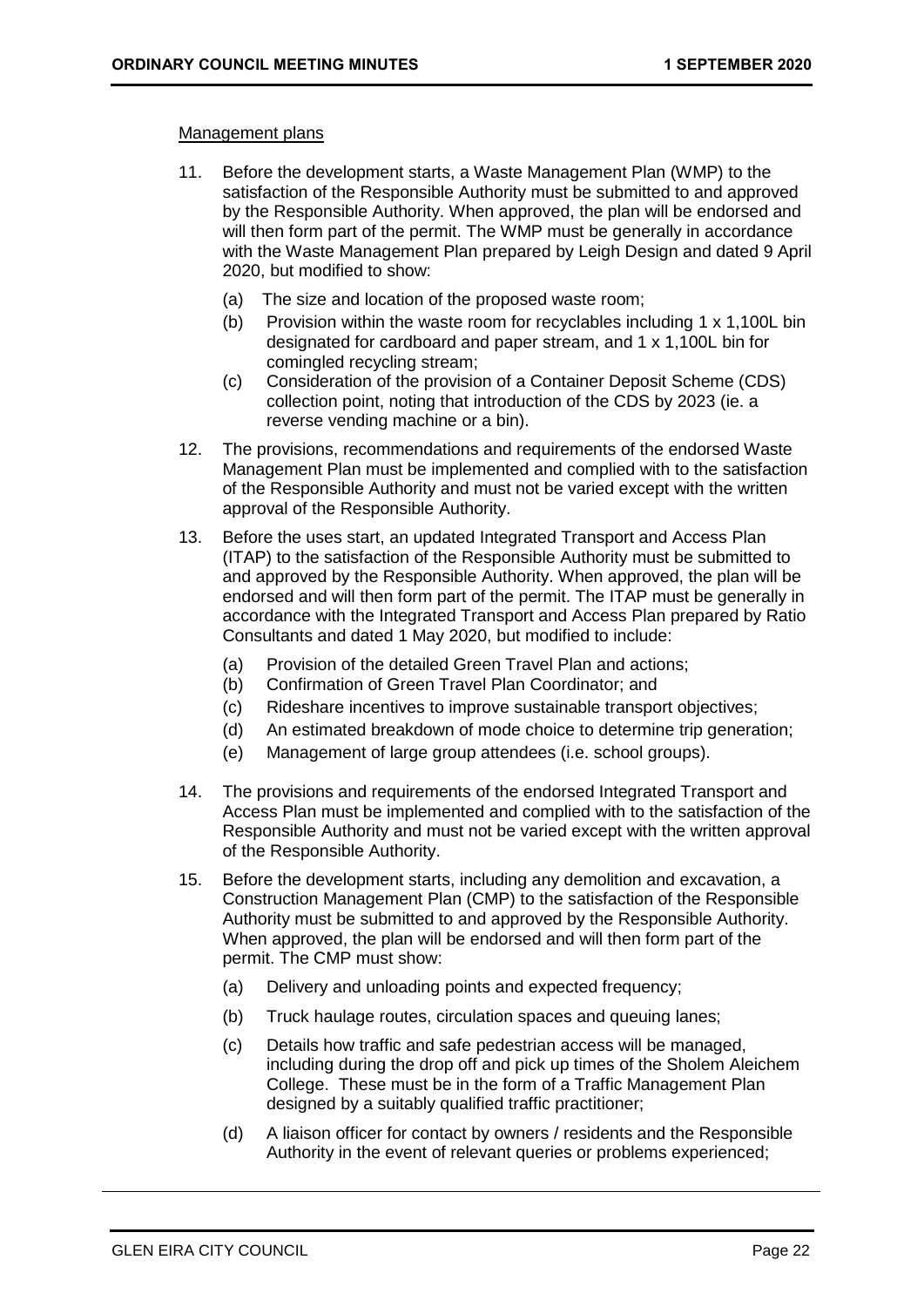Management plans

11. Before the development starts, a Waste Management Plan (WMP) to the satisfaction of the Responsible Authority must be submitted to and approved by the Responsible Authority. When approved, the plan will be endorsed and will then form part of the permit. The WMP must be generally in accordance with the Waste Management Plan prepared by Leigh Design and dated 9 April 2020, but modified to show:

    (a) The size and location of the proposed waste room;

    (b) Provision within the waste room for recyclables including 1 x 1,100L bin designated for cardboard and paper stream, and 1 x 1,100L bin for comingled recycling stream;

    (c) Consideration of the provision of a Container Deposit Scheme (CDS) collection point, noting that introduction of the CDS by 2023 (ie. a reverse vending machine or a bin).

12. The provisions, recommendations and requirements of the endorsed Waste Management Plan must be implemented and complied with to the satisfaction of the Responsible Authority and must not be varied except with the written approval of the Responsible Authority.

13. Before the uses start, an updated Integrated Transport and Access Plan (ITAP) to the satisfaction of the Responsible Authority must be submitted to and approved by the Responsible Authority. When approved, the plan will be endorsed and will then form part of the permit. The ITAP must be generally in accordance with the Integrated Transport and Access Plan prepared by Ratio Consultants and dated 1 May 2020, but modified to include:

    (a) Provision of the detailed Green Travel Plan and actions;

    (b) Confirmation of Green Travel Plan Coordinator; and

    (c) Rideshare incentives to improve sustainable transport objectives;

    (d) An estimated breakdown of mode choice to determine trip generation;

    (e) Management of large group attendees (i.e. school groups).

14. The provisions and requirements of the endorsed Integrated Transport and Access Plan must be implemented and complied with to the satisfaction of the Responsible Authority and must not be varied except with the written approval of the Responsible Authority.

15. Before the development starts, including any demolition and excavation, a Construction Management Plan (CMP) to the satisfaction of the Responsible Authority must be submitted to and approved by the Responsible Authority. When approved, the plan will be endorsed and will then form part of the permit. The CMP must show:

    (a) Delivery and unloading points and expected frequency;

    (b) Truck haulage routes, circulation spaces and queuing lanes;

    (c) Details how traffic and safe pedestrian access will be managed, including during the drop off and pick up times of the Sholem Aleichem College. These must be in the form of a Traffic Management Plan designed by a suitably qualified traffic practitioner;

    (d) A liaison officer for contact by owners / residents and the Responsible Authority in the event of relevant queries or problems experienced;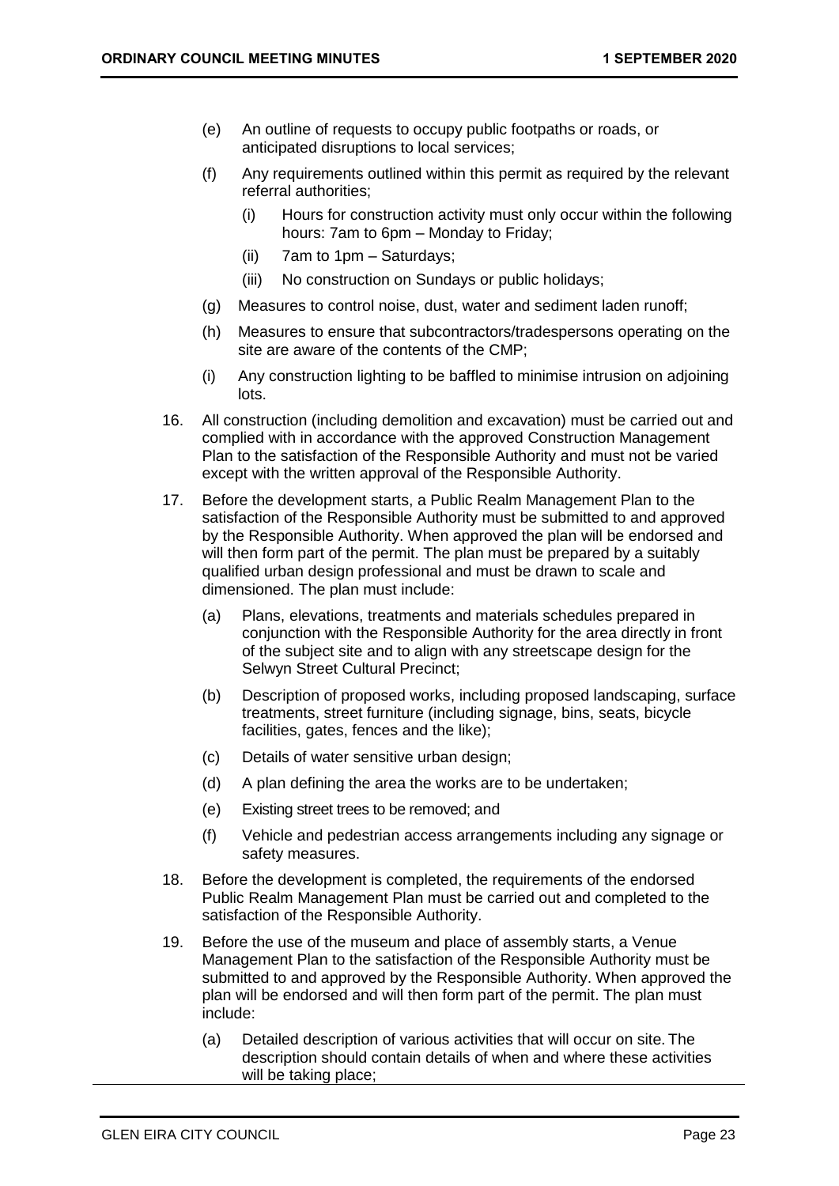(e) An outline of requests to occupy public footpaths or roads, or anticipated disruptions to local services;

(f) Any requirements outlined within this permit as required by the relevant referral authorities;

  (i) Hours for construction activity must only occur within the following hours: 7am to 6pm – Monday to Friday;

  (ii) 7am to 1pm – Saturdays;

  (iii) No construction on Sundays or public holidays;

(g) Measures to control noise, dust, water and sediment laden runoff;

(h) Measures to ensure that subcontractors/tradespersons operating on the site are aware of the contents of the CMP;

(i) Any construction lighting to be baffled to minimise intrusion on adjoining lots.

16. All construction (including demolition and excavation) must be carried out and complied with in accordance with the approved Construction Management Plan to the satisfaction of the Responsible Authority and must not be varied except with the written approval of the Responsible Authority.

17. Before the development starts, a Public Realm Management Plan to the satisfaction of the Responsible Authority must be submitted to and approved by the Responsible Authority. When approved the plan will be endorsed and will then form part of the permit. The plan must be prepared by a suitably qualified urban design professional and must be drawn to scale and dimensioned. The plan must include:

  (a) Plans, elevations, treatments and materials schedules prepared in conjunction with the Responsible Authority for the area directly in front of the subject site and to align with any streetscape design for the Selwyn Street Cultural Precinct;

  (b) Description of proposed works, including proposed landscaping, surface treatments, street furniture (including signage, bins, seats, bicycle facilities, gates, fences and the like);

  (c) Details of water sensitive urban design;

  (d) A plan defining the area the works are to be undertaken;

  (e) Existing street trees to be removed; and

  (f) Vehicle and pedestrian access arrangements including any signage or safety measures.

18. Before the development is completed, the requirements of the endorsed Public Realm Management Plan must be carried out and completed to the satisfaction of the Responsible Authority.

19. Before the use of the museum and place of assembly starts, a Venue Management Plan to the satisfaction of the Responsible Authority must be submitted to and approved by the Responsible Authority. When approved the plan will be endorsed and will then form part of the permit. The plan must include:

  (a) Detailed description of various activities that will occur on site. The description should contain details of when and where these activities will be taking place;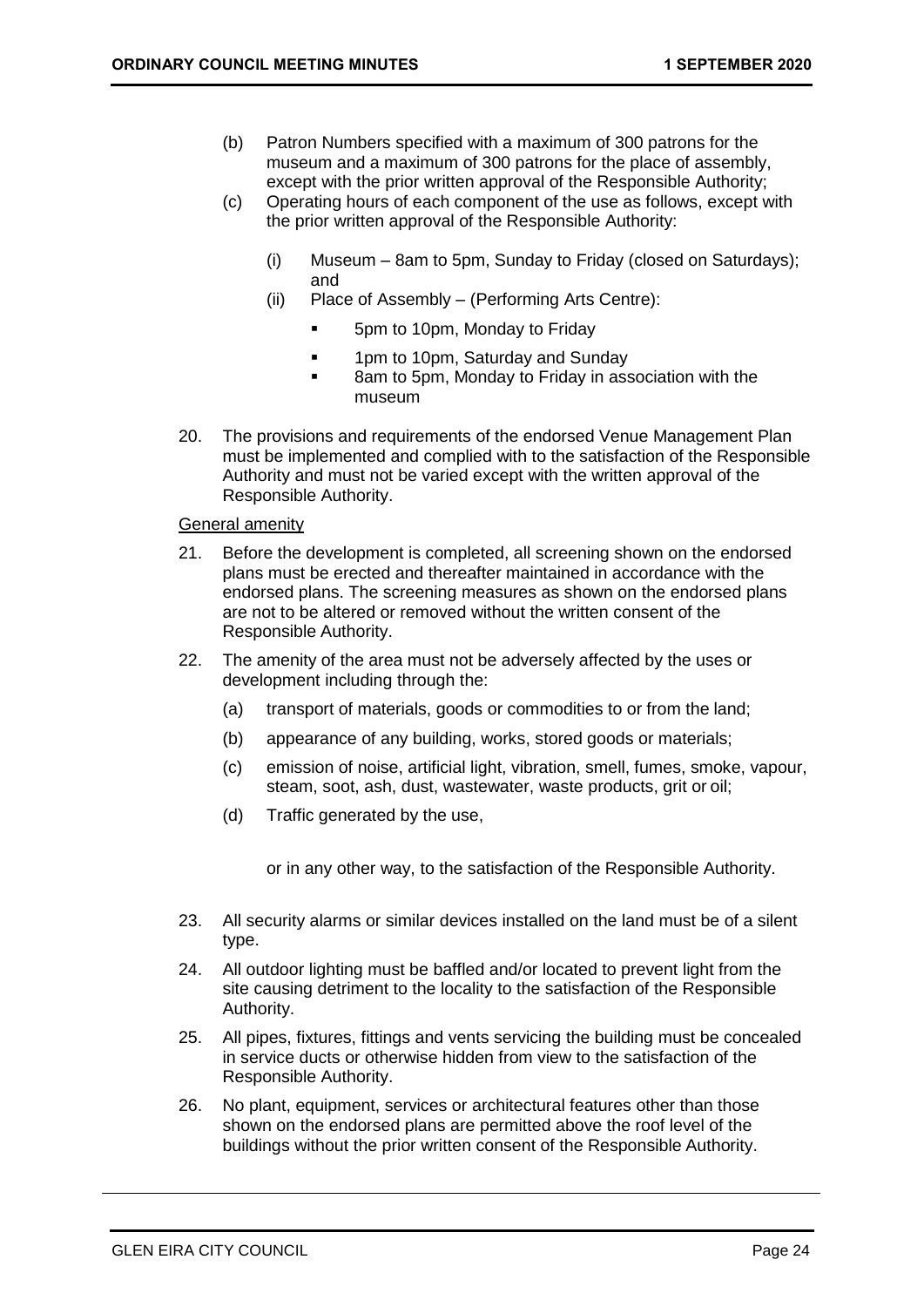(b) Patron Numbers specified with a maximum of 300 patrons for the museum and a maximum of 300 patrons for the place of assembly, except with the prior written approval of the Responsible Authority;

(c) Operating hours of each component of the use as follows, except with the prior written approval of the Responsible Authority:

 (i) Museum – 8am to 5pm, Sunday to Friday (closed on Saturdays); and

 (ii) Place of Assembly – (Performing Arts Centre):

 - 5pm to 10pm, Monday to Friday
 - 1pm to 10pm, Saturday and Sunday
 - 8am to 5pm, Monday to Friday in association with the museum

20. The provisions and requirements of the endorsed Venue Management Plan must be implemented and complied with to the satisfaction of the Responsible Authority and must not be varied except with the written approval of the Responsible Authority.

General amenity

21. Before the development is completed, all screening shown on the endorsed plans must be erected and thereafter maintained in accordance with the endorsed plans. The screening measures as shown on the endorsed plans are not to be altered or removed without the written consent of the Responsible Authority.

22. The amenity of the area must not be adversely affected by the uses or development including through the:

 (a) transport of materials, goods or commodities to or from the land;

 (b) appearance of any building, works, stored goods or materials;

 (c) emission of noise, artificial light, vibration, smell, fumes, smoke, vapour, steam, soot, ash, dust, wastewater, waste products, grit or oil;

 (d) Traffic generated by the use,

 or in any other way, to the satisfaction of the Responsible Authority.

23. All security alarms or similar devices installed on the land must be of a silent type.

24. All outdoor lighting must be baffled and/or located to prevent light from the site causing detriment to the locality to the satisfaction of the Responsible Authority.

25. All pipes, fixtures, fittings and vents servicing the building must be concealed in service ducts or otherwise hidden from view to the satisfaction of the Responsible Authority.

26. No plant, equipment, services or architectural features other than those shown on the endorsed plans are permitted above the roof level of the buildings without the prior written consent of the Responsible Authority.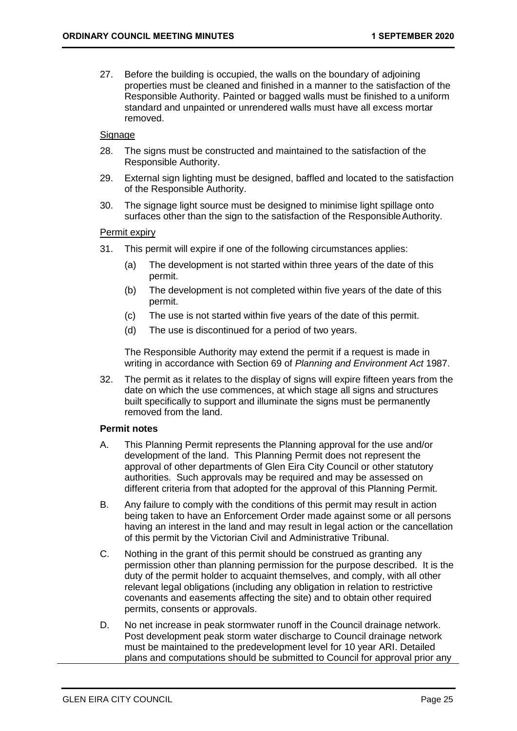27. Before the building is occupied, the walls on the boundary of adjoining properties must be cleaned and finished in a manner to the satisfaction of the Responsible Authority. Painted or bagged walls must be finished to a uniform standard and unpainted or unrendered walls must have all excess mortar removed.

<u>Signage</u>

28. The signs must be constructed and maintained to the satisfaction of the Responsible Authority.

29. External sign lighting must be designed, baffled and located to the satisfaction of the Responsible Authority.

30. The signage light source must be designed to minimise light spillage onto surfaces other than the sign to the satisfaction of the Responsible Authority.

<u>Permit expiry</u>

31. This permit will expire if one of the following circumstances applies:

    (a) The development is not started within three years of the date of this permit.

    (b) The development is not completed within five years of the date of this permit.

    (c) The use is not started within five years of the date of this permit.

    (d) The use is discontinued for a period of two years.

    The Responsible Authority may extend the permit if a request is made in writing in accordance with Section 69 of *Planning and Environment Act* 1987.

32. The permit as it relates to the display of signs will expire fifteen years from the date on which the use commences, at which stage all signs and structures built specifically to support and illuminate the signs must be permanently removed from the land.

**Permit notes**

A. This Planning Permit represents the Planning approval for the use and/or development of the land. This Planning Permit does not represent the approval of other departments of Glen Eira City Council or other statutory authorities. Such approvals may be required and may be assessed on different criteria from that adopted for the approval of this Planning Permit.

B. Any failure to comply with the conditions of this permit may result in action being taken to have an Enforcement Order made against some or all persons having an interest in the land and may result in legal action or the cancellation of this permit by the Victorian Civil and Administrative Tribunal.

C. Nothing in the grant of this permit should be construed as granting any permission other than planning permission for the purpose described. It is the duty of the permit holder to acquaint themselves, and comply, with all other relevant legal obligations (including any obligation in relation to restrictive covenants and easements affecting the site) and to obtain other required permits, consents or approvals.

D. No net increase in peak stormwater runoff in the Council drainage network. Post development peak storm water discharge to Council drainage network must be maintained to the predevelopment level for 10 year ARI. Detailed plans and computations should be submitted to Council for approval prior any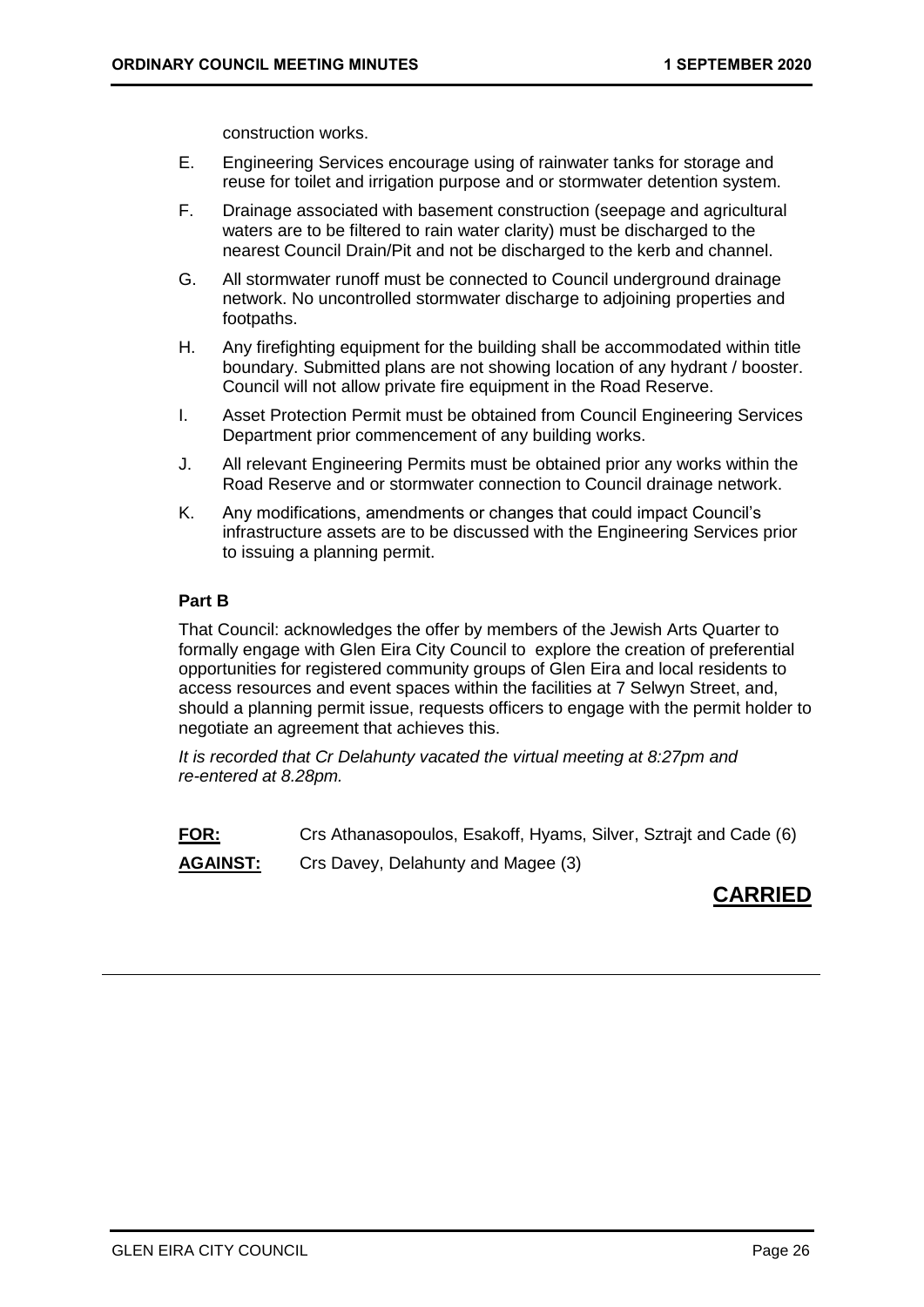construction works.

E. Engineering Services encourage using of rainwater tanks for storage and reuse for toilet and irrigation purpose and or stormwater detention system.

F. Drainage associated with basement construction (seepage and agricultural waters are to be filtered to rain water clarity) must be discharged to the nearest Council Drain/Pit and not be discharged to the kerb and channel.

G. All stormwater runoff must be connected to Council underground drainage network. No uncontrolled stormwater discharge to adjoining properties and footpaths.

H. Any firefighting equipment for the building shall be accommodated within title boundary. Submitted plans are not showing location of any hydrant / booster. Council will not allow private fire equipment in the Road Reserve.

I. Asset Protection Permit must be obtained from Council Engineering Services Department prior commencement of any building works.

J. All relevant Engineering Permits must be obtained prior any works within the Road Reserve and or stormwater connection to Council drainage network.

K. Any modifications, amendments or changes that could impact Council's infrastructure assets are to be discussed with the Engineering Services prior to issuing a planning permit.

**Part B**

That Council: acknowledges the offer by members of the Jewish Arts Quarter to formally engage with Glen Eira City Council to explore the creation of preferential opportunities for registered community groups of Glen Eira and local residents to access resources and event spaces within the facilities at 7 Selwyn Street, and, should a planning permit issue, requests officers to engage with the permit holder to negotiate an agreement that achieves this.

*It is recorded that Cr Delahunty vacated the virtual meeting at 8:27pm and re-entered at 8.28pm.*

**FOR:** Crs Athanasopoulos, Esakoff, Hyams, Silver, Sztrajt and Cade (6)

**AGAINST:** Crs Davey, Delahunty and Magee (3)

**CARRIED**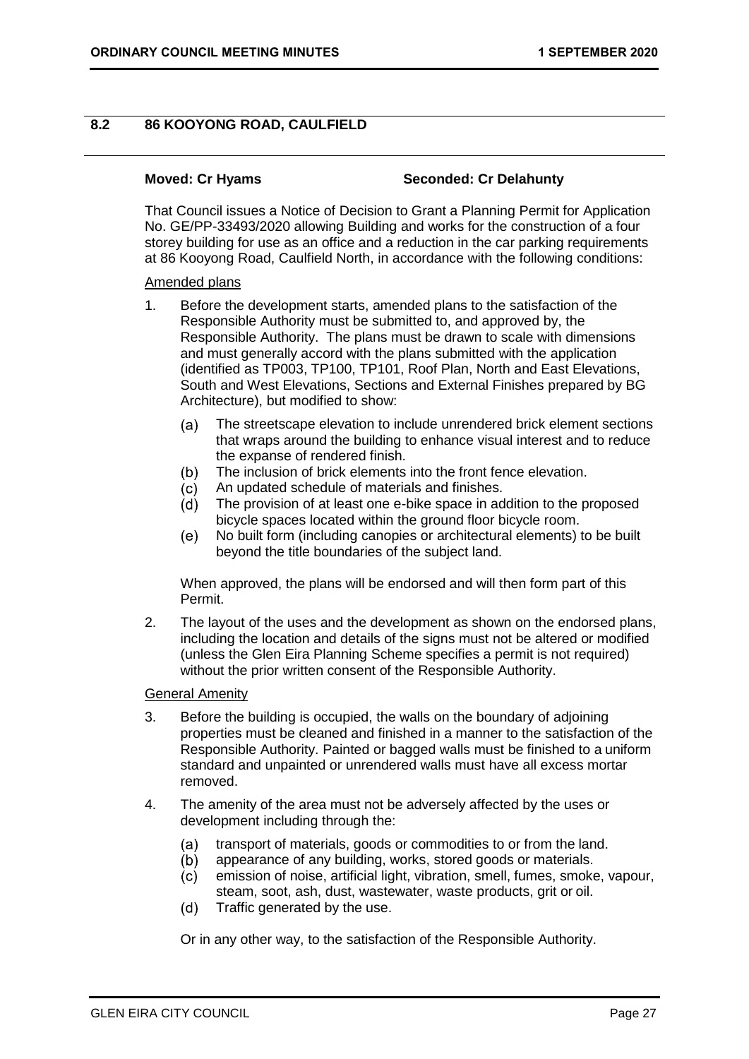## 8.2 86 KOOYONG ROAD, CAULFIELD

**Moved: Cr Hyams** **Seconded: Cr Delahunty**

That Council issues a Notice of Decision to Grant a Planning Permit for Application No. GE/PP-33493/2020 allowing Building and works for the construction of a four storey building for use as an office and a reduction in the car parking requirements at 86 Kooyong Road, Caulfield North, in accordance with the following conditions:

Amended plans

1. Before the development starts, amended plans to the satisfaction of the Responsible Authority must be submitted to, and approved by, the Responsible Authority. The plans must be drawn to scale with dimensions and must generally accord with the plans submitted with the application (identified as TP003, TP100, TP101, Roof Plan, North and East Elevations, South and West Elevations, Sections and External Finishes prepared by BG Architecture), but modified to show:

   (a) The streetscape elevation to include unrendered brick element sections that wraps around the building to enhance visual interest and to reduce the expanse of rendered finish.
   (b) The inclusion of brick elements into the front fence elevation.
   (c) An updated schedule of materials and finishes.
   (d) The provision of at least one e-bike space in addition to the proposed bicycle spaces located within the ground floor bicycle room.
   (e) No built form (including canopies or architectural elements) to be built beyond the title boundaries of the subject land.

   When approved, the plans will be endorsed and will then form part of this Permit.

2. The layout of the uses and the development as shown on the endorsed plans, including the location and details of the signs must not be altered or modified (unless the Glen Eira Planning Scheme specifies a permit is not required) without the prior written consent of the Responsible Authority.

General Amenity

3. Before the building is occupied, the walls on the boundary of adjoining properties must be cleaned and finished in a manner to the satisfaction of the Responsible Authority. Painted or bagged walls must be finished to a uniform standard and unpainted or unrendered walls must have all excess mortar removed.

4. The amenity of the area must not be adversely affected by the uses or development including through the:

   (a) transport of materials, goods or commodities to or from the land.
   (b) appearance of any building, works, stored goods or materials.
   (c) emission of noise, artificial light, vibration, smell, fumes, smoke, vapour, steam, soot, ash, dust, wastewater, waste products, grit or oil.
   (d) Traffic generated by the use.

   Or in any other way, to the satisfaction of the Responsible Authority.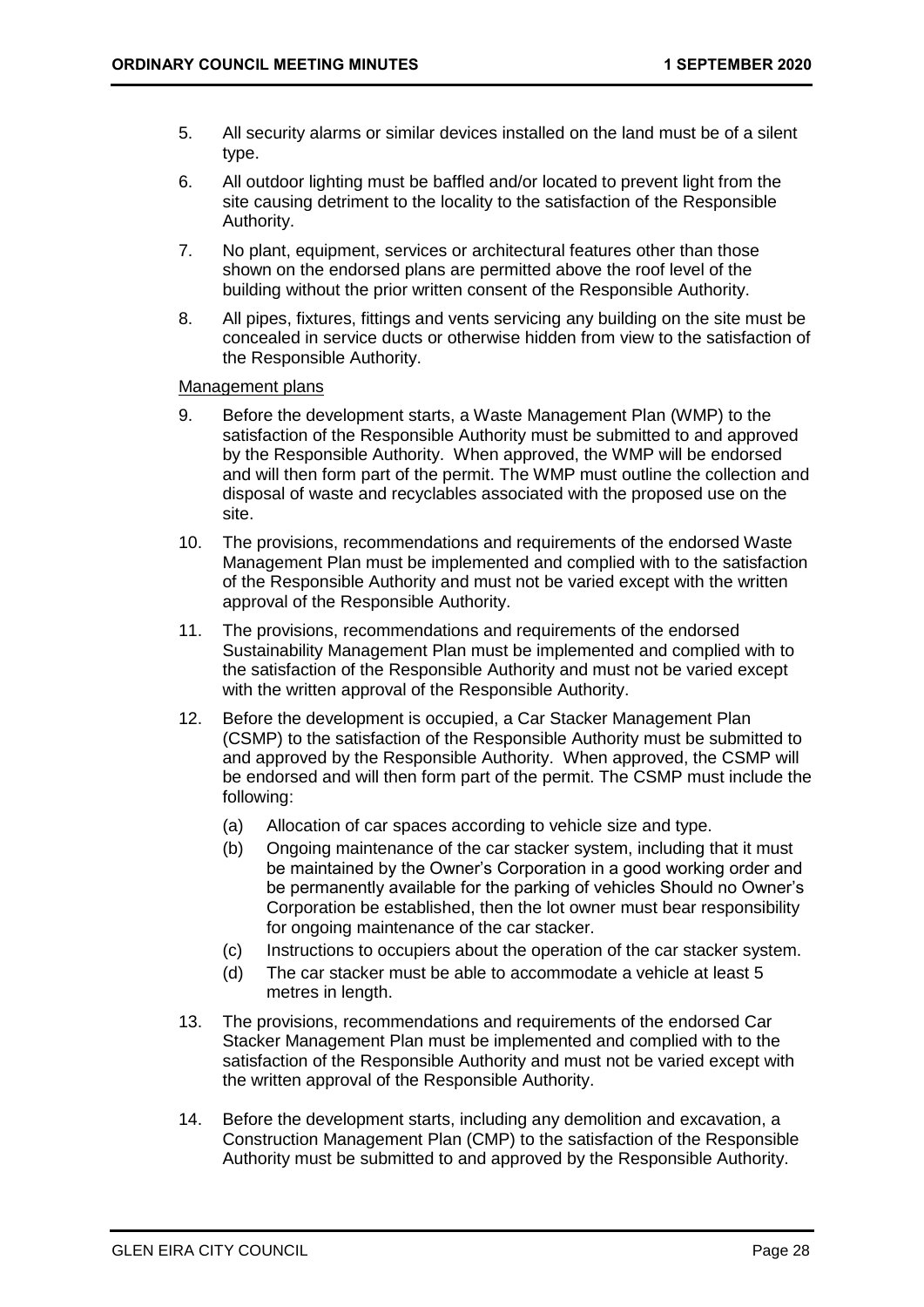5. All security alarms or similar devices installed on the land must be of a silent type.

6. All outdoor lighting must be baffled and/or located to prevent light from the site causing detriment to the locality to the satisfaction of the Responsible Authority.

7. No plant, equipment, services or architectural features other than those shown on the endorsed plans are permitted above the roof level of the building without the prior written consent of the Responsible Authority.

8. All pipes, fixtures, fittings and vents servicing any building on the site must be concealed in service ducts or otherwise hidden from view to the satisfaction of the Responsible Authority.

<u>Management plans</u>

9. Before the development starts, a Waste Management Plan (WMP) to the satisfaction of the Responsible Authority must be submitted to and approved by the Responsible Authority. When approved, the WMP will be endorsed and will then form part of the permit. The WMP must outline the collection and disposal of waste and recyclables associated with the proposed use on the site.

10. The provisions, recommendations and requirements of the endorsed Waste Management Plan must be implemented and complied with to the satisfaction of the Responsible Authority and must not be varied except with the written approval of the Responsible Authority.

11. The provisions, recommendations and requirements of the endorsed Sustainability Management Plan must be implemented and complied with to the satisfaction of the Responsible Authority and must not be varied except with the written approval of the Responsible Authority.

12. Before the development is occupied, a Car Stacker Management Plan (CSMP) to the satisfaction of the Responsible Authority must be submitted to and approved by the Responsible Authority. When approved, the CSMP will be endorsed and will then form part of the permit. The CSMP must include the following:
    (a) Allocation of car spaces according to vehicle size and type.
    (b) Ongoing maintenance of the car stacker system, including that it must be maintained by the Owner's Corporation in a good working order and be permanently available for the parking of vehicles Should no Owner's Corporation be established, then the lot owner must bear responsibility for ongoing maintenance of the car stacker.
    (c) Instructions to occupiers about the operation of the car stacker system.
    (d) The car stacker must be able to accommodate a vehicle at least 5 metres in length.

13. The provisions, recommendations and requirements of the endorsed Car Stacker Management Plan must be implemented and complied with to the satisfaction of the Responsible Authority and must not be varied except with the written approval of the Responsible Authority.

14. Before the development starts, including any demolition and excavation, a Construction Management Plan (CMP) to the satisfaction of the Responsible Authority must be submitted to and approved by the Responsible Authority.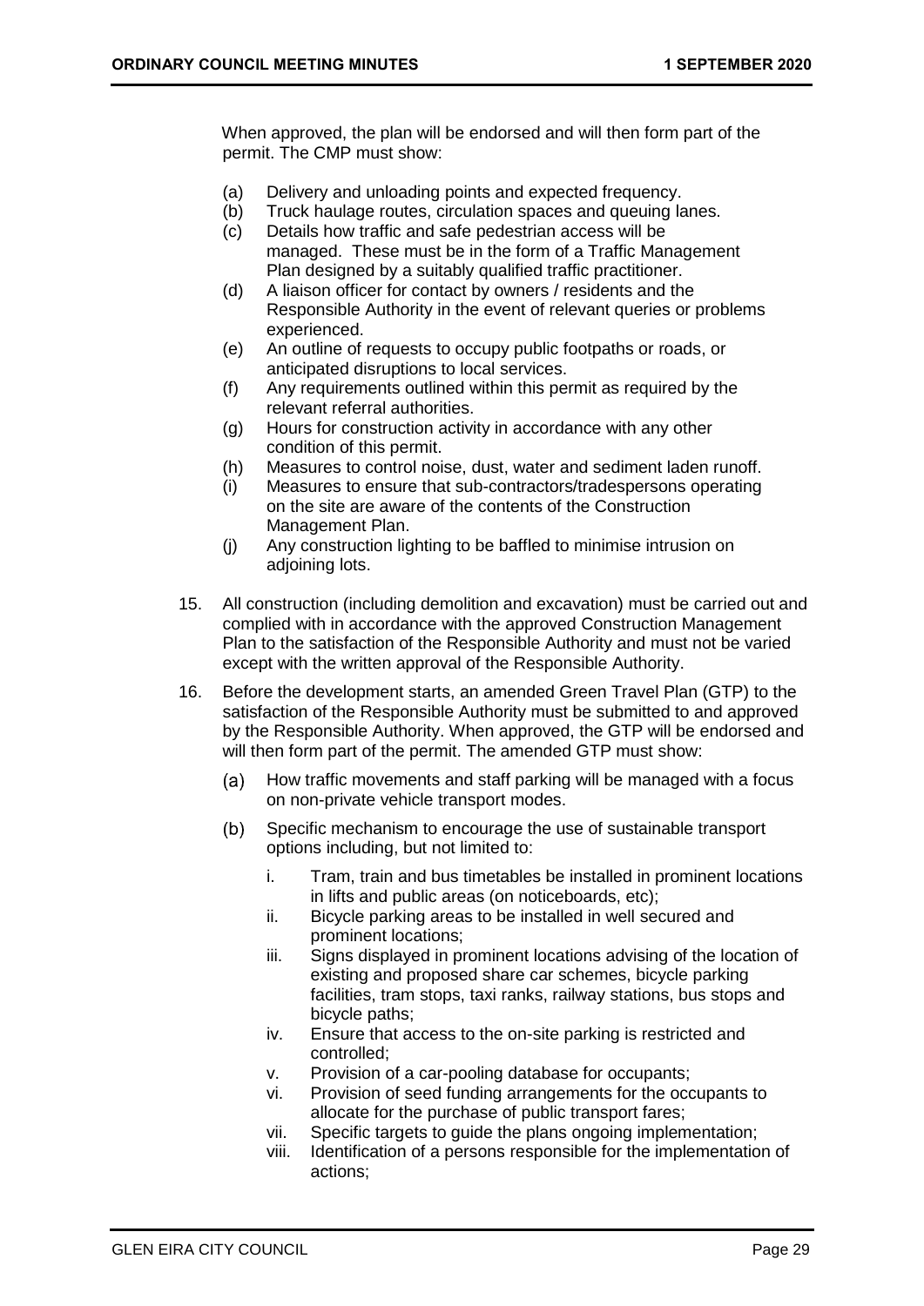When approved, the plan will be endorsed and will then form part of the permit. The CMP must show:

(a) Delivery and unloading points and expected frequency.
(b) Truck haulage routes, circulation spaces and queuing lanes.
(c) Details how traffic and safe pedestrian access will be managed. These must be in the form of a Traffic Management Plan designed by a suitably qualified traffic practitioner.
(d) A liaison officer for contact by owners / residents and the Responsible Authority in the event of relevant queries or problems experienced.
(e) An outline of requests to occupy public footpaths or roads, or anticipated disruptions to local services.
(f) Any requirements outlined within this permit as required by the relevant referral authorities.
(g) Hours for construction activity in accordance with any other condition of this permit.
(h) Measures to control noise, dust, water and sediment laden runoff.
(i) Measures to ensure that sub-contractors/tradespersons operating on the site are aware of the contents of the Construction Management Plan.
(j) Any construction lighting to be baffled to minimise intrusion on adjoining lots.

15. All construction (including demolition and excavation) must be carried out and complied with in accordance with the approved Construction Management Plan to the satisfaction of the Responsible Authority and must not be varied except with the written approval of the Responsible Authority.

16. Before the development starts, an amended Green Travel Plan (GTP) to the satisfaction of the Responsible Authority must be submitted to and approved by the Responsible Authority. When approved, the GTP will be endorsed and will then form part of the permit. The amended GTP must show:

    (a) How traffic movements and staff parking will be managed with a focus on non-private vehicle transport modes.

    (b) Specific mechanism to encourage the use of sustainable transport options including, but not limited to:

        i. Tram, train and bus timetables be installed in prominent locations in lifts and public areas (on noticeboards, etc);
        ii. Bicycle parking areas to be installed in well secured and prominent locations;
        iii. Signs displayed in prominent locations advising of the location of existing and proposed share car schemes, bicycle parking facilities, tram stops, taxi ranks, railway stations, bus stops and bicycle paths;
        iv. Ensure that access to the on-site parking is restricted and controlled;
        v. Provision of a car-pooling database for occupants;
        vi. Provision of seed funding arrangements for the occupants to allocate for the purchase of public transport fares;
        vii. Specific targets to guide the plans ongoing implementation;
        viii. Identification of a persons responsible for the implementation of actions;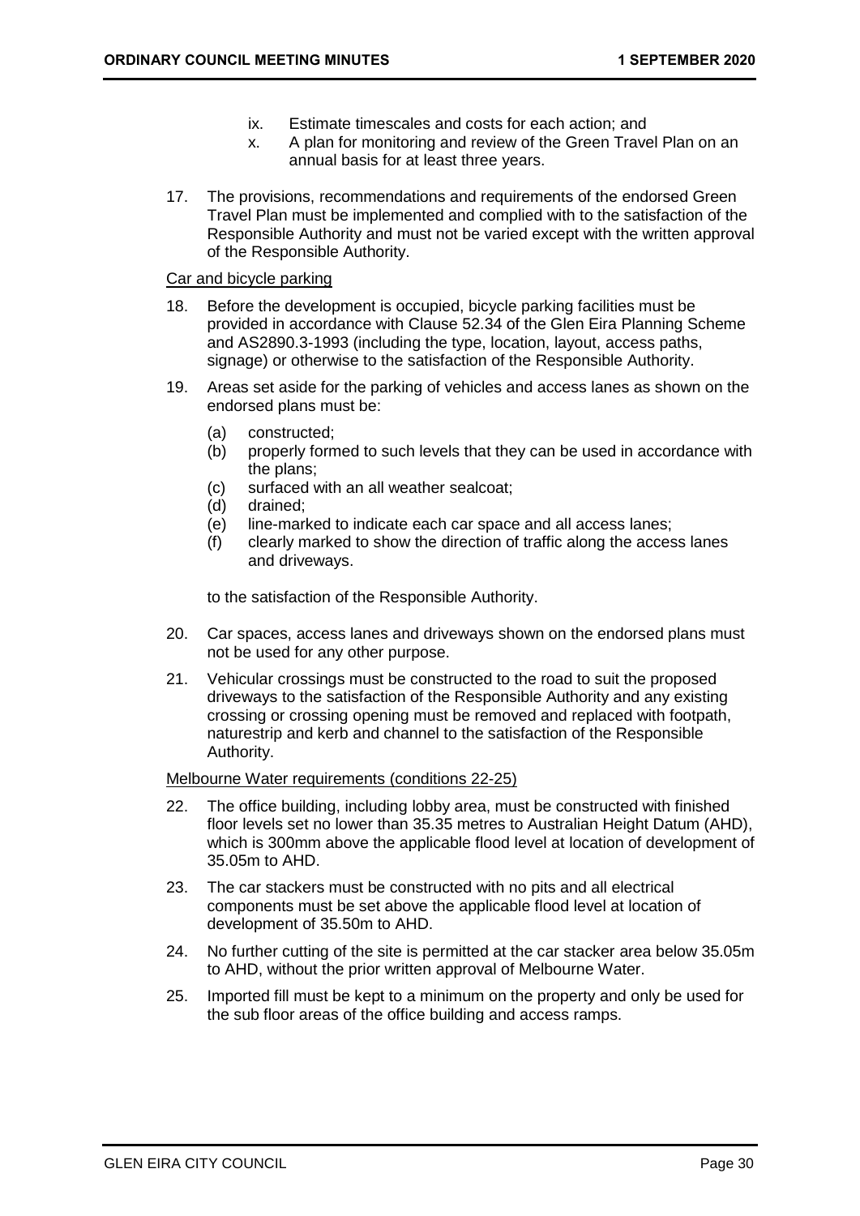ix. Estimate timescales and costs for each action; and

x. A plan for monitoring and review of the Green Travel Plan on an annual basis for at least three years.

17. The provisions, recommendations and requirements of the endorsed Green Travel Plan must be implemented and complied with to the satisfaction of the Responsible Authority and must not be varied except with the written approval of the Responsible Authority.

<u>Car and bicycle parking</u>

18. Before the development is occupied, bicycle parking facilities must be provided in accordance with Clause 52.34 of the Glen Eira Planning Scheme and AS2890.3-1993 (including the type, location, layout, access paths, signage) or otherwise to the satisfaction of the Responsible Authority.

19. Areas set aside for the parking of vehicles and access lanes as shown on the endorsed plans must be:

    (a) constructed;
    (b) properly formed to such levels that they can be used in accordance with the plans;
    (c) surfaced with an all weather sealcoat;
    (d) drained;
    (e) line-marked to indicate each car space and all access lanes;
    (f) clearly marked to show the direction of traffic along the access lanes and driveways.

    to the satisfaction of the Responsible Authority.

20. Car spaces, access lanes and driveways shown on the endorsed plans must not be used for any other purpose.

21. Vehicular crossings must be constructed to the road to suit the proposed driveways to the satisfaction of the Responsible Authority and any existing crossing or crossing opening must be removed and replaced with footpath, naturestrip and kerb and channel to the satisfaction of the Responsible Authority.

<u>Melbourne Water requirements (conditions 22-25)</u>

22. The office building, including lobby area, must be constructed with finished floor levels set no lower than 35.35 metres to Australian Height Datum (AHD), which is 300mm above the applicable flood level at location of development of 35.05m to AHD.

23. The car stackers must be constructed with no pits and all electrical components must be set above the applicable flood level at location of development of 35.50m to AHD.

24. No further cutting of the site is permitted at the car stacker area below 35.05m to AHD, without the prior written approval of Melbourne Water.

25. Imported fill must be kept to a minimum on the property and only be used for the sub floor areas of the office building and access ramps.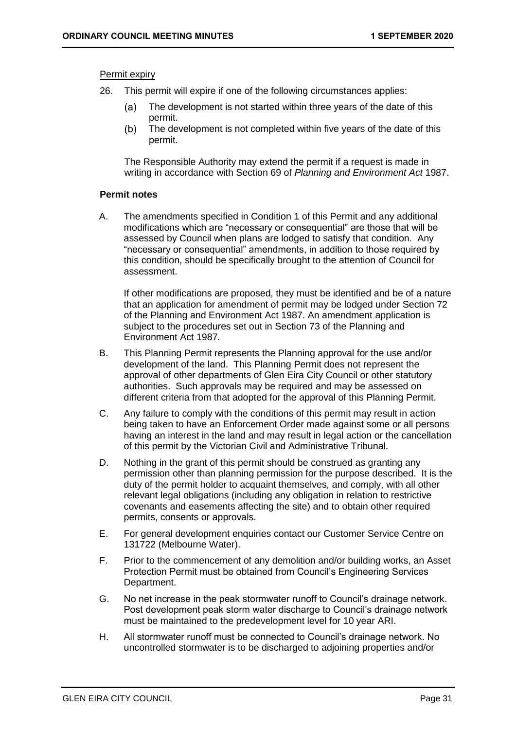Permit expiry

26. This permit will expire if one of the following circumstances applies:

    (a) The development is not started within three years of the date of this permit.

    (b) The development is not completed within five years of the date of this permit.

    The Responsible Authority may extend the permit if a request is made in writing in accordance with Section 69 of *Planning and Environment Act* 1987.

**Permit notes**

A. The amendments specified in Condition 1 of this Permit and any additional modifications which are "necessary or consequential" are those that will be assessed by Council when plans are lodged to satisfy that condition. Any "necessary or consequential" amendments, in addition to those required by this condition, should be specifically brought to the attention of Council for assessment.

   If other modifications are proposed, they must be identified and be of a nature that an application for amendment of permit may be lodged under Section 72 of the Planning and Environment Act 1987. An amendment application is subject to the procedures set out in Section 73 of the Planning and Environment Act 1987.

B. This Planning Permit represents the Planning approval for the use and/or development of the land. This Planning Permit does not represent the approval of other departments of Glen Eira City Council or other statutory authorities. Such approvals may be required and may be assessed on different criteria from that adopted for the approval of this Planning Permit.

C. Any failure to comply with the conditions of this permit may result in action being taken to have an Enforcement Order made against some or all persons having an interest in the land and may result in legal action or the cancellation of this permit by the Victorian Civil and Administrative Tribunal.

D. Nothing in the grant of this permit should be construed as granting any permission other than planning permission for the purpose described. It is the duty of the permit holder to acquaint themselves, and comply, with all other relevant legal obligations (including any obligation in relation to restrictive covenants and easements affecting the site) and to obtain other required permits, consents or approvals.

E. For general development enquiries contact our Customer Service Centre on 131722 (Melbourne Water).

F. Prior to the commencement of any demolition and/or building works, an Asset Protection Permit must be obtained from Council's Engineering Services Department.

G. No net increase in the peak stormwater runoff to Council's drainage network. Post development peak storm water discharge to Council's drainage network must be maintained to the predevelopment level for 10 year ARI.

H. All stormwater runoff must be connected to Council's drainage network. No uncontrolled stormwater is to be discharged to adjoining properties and/or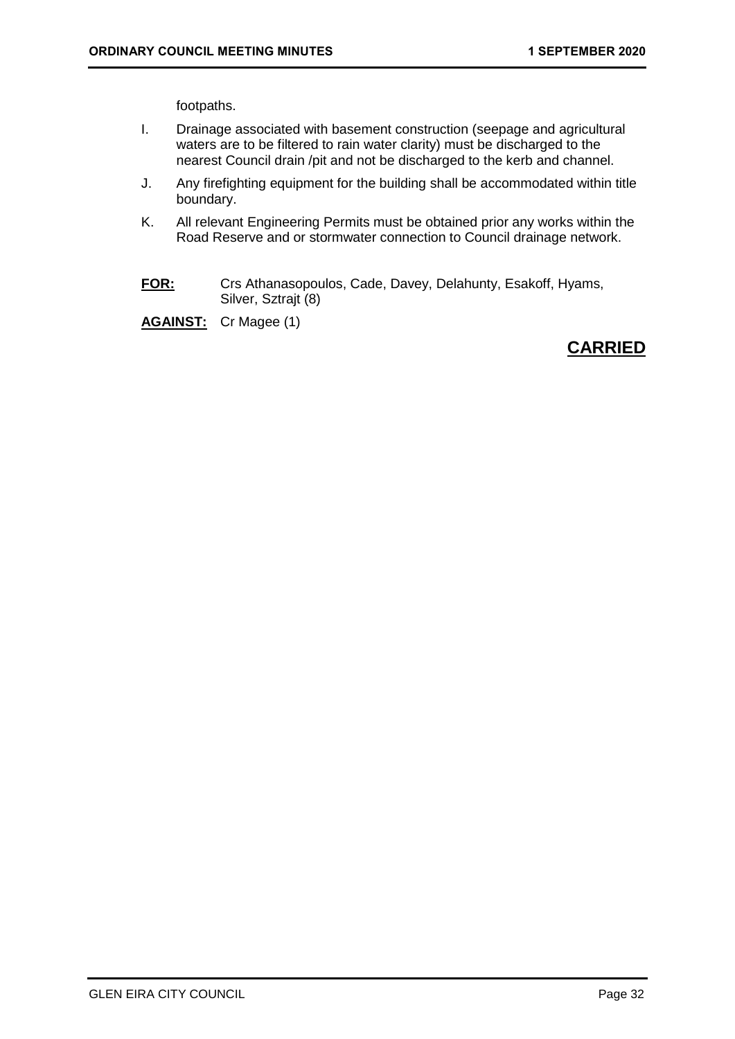footpaths.

I. Drainage associated with basement construction (seepage and agricultural waters are to be filtered to rain water clarity) must be discharged to the nearest Council drain /pit and not be discharged to the kerb and channel.

J. Any firefighting equipment for the building shall be accommodated within title boundary.

K. All relevant Engineering Permits must be obtained prior any works within the Road Reserve and or stormwater connection to Council drainage network.

**FOR:** Crs Athanasopoulos, Cade, Davey, Delahunty, Esakoff, Hyams, Silver, Sztrajt (8)

**AGAINST:** Cr Magee (1)

**CARRIED**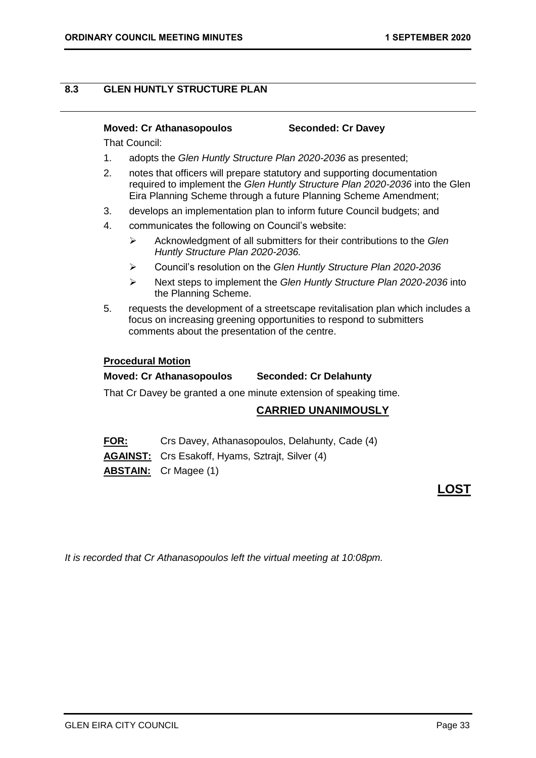## 8.3 GLEN HUNTLY STRUCTURE PLAN

**Moved: Cr Athanasopoulos** **Seconded: Cr Davey**

That Council:

1. adopts the *Glen Huntly Structure Plan 2020-2036* as presented;
2. notes that officers will prepare statutory and supporting documentation required to implement the *Glen Huntly Structure Plan 2020-2036* into the Glen Eira Planning Scheme through a future Planning Scheme Amendment;
3. develops an implementation plan to inform future Council budgets; and
4. communicates the following on Council's website:
   - Acknowledgment of all submitters for their contributions to the *Glen Huntly Structure Plan 2020-2036.*
   - Council's resolution on the *Glen Huntly Structure Plan 2020-2036*
   - Next steps to implement the *Glen Huntly Structure Plan 2020-2036* into the Planning Scheme.
5. requests the development of a streetscape revitalisation plan which includes a focus on increasing greening opportunities to respond to submitters comments about the presentation of the centre.

**Procedural Motion**

**Moved: Cr Athanasopoulos** **Seconded: Cr Delahunty**

That Cr Davey be granted a one minute extension of speaking time.

**CARRIED UNANIMOUSLY**

**FOR:** Crs Davey, Athanasopoulos, Delahunty, Cade (4)

**AGAINST:** Crs Esakoff, Hyams, Sztrajt, Silver (4)

**ABSTAIN:** Cr Magee (1)

**LOST**

*It is recorded that Cr Athanasopoulos left the virtual meeting at 10:08pm.*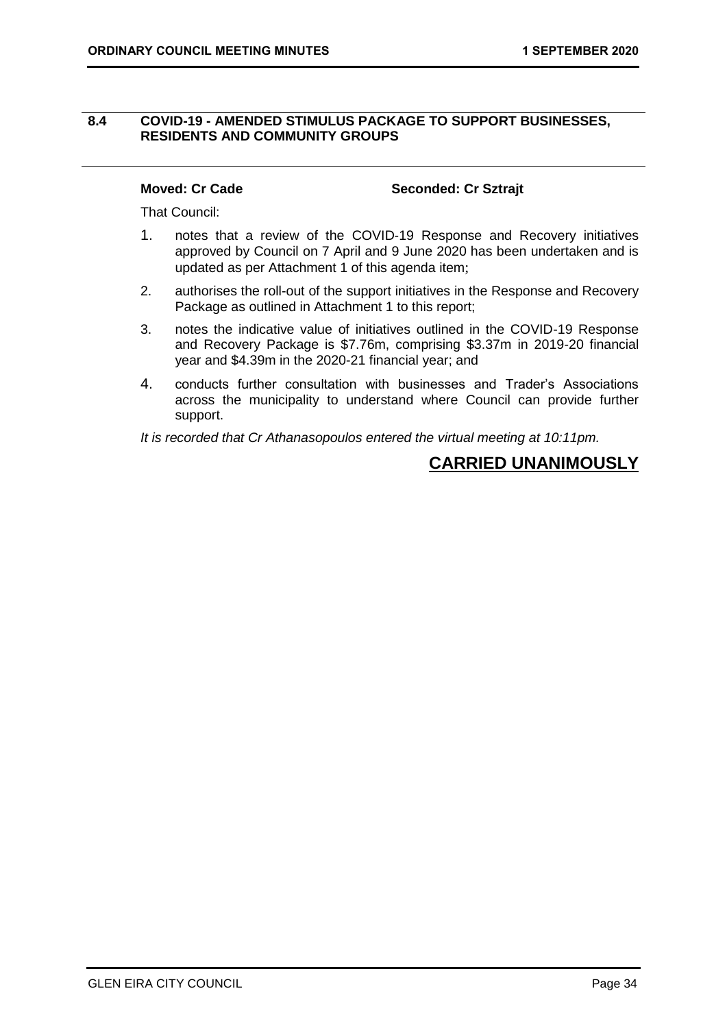## 8.4 COVID-19 - AMENDED STIMULUS PACKAGE TO SUPPORT BUSINESSES, RESIDENTS AND COMMUNITY GROUPS

**Moved: Cr Cade** **Seconded: Cr Sztrajt**

That Council:

1. notes that a review of the COVID-19 Response and Recovery initiatives approved by Council on 7 April and 9 June 2020 has been undertaken and is updated as per Attachment 1 of this agenda item;
2. authorises the roll-out of the support initiatives in the Response and Recovery Package as outlined in Attachment 1 to this report;
3. notes the indicative value of initiatives outlined in the COVID-19 Response and Recovery Package is $7.76m, comprising $3.37m in 2019-20 financial year and $4.39m in the 2020-21 financial year; and
4. conducts further consultation with businesses and Trader's Associations across the municipality to understand where Council can provide further support.

*It is recorded that Cr Athanasopoulos entered the virtual meeting at 10:11pm.*

**CARRIED UNANIMOUSLY**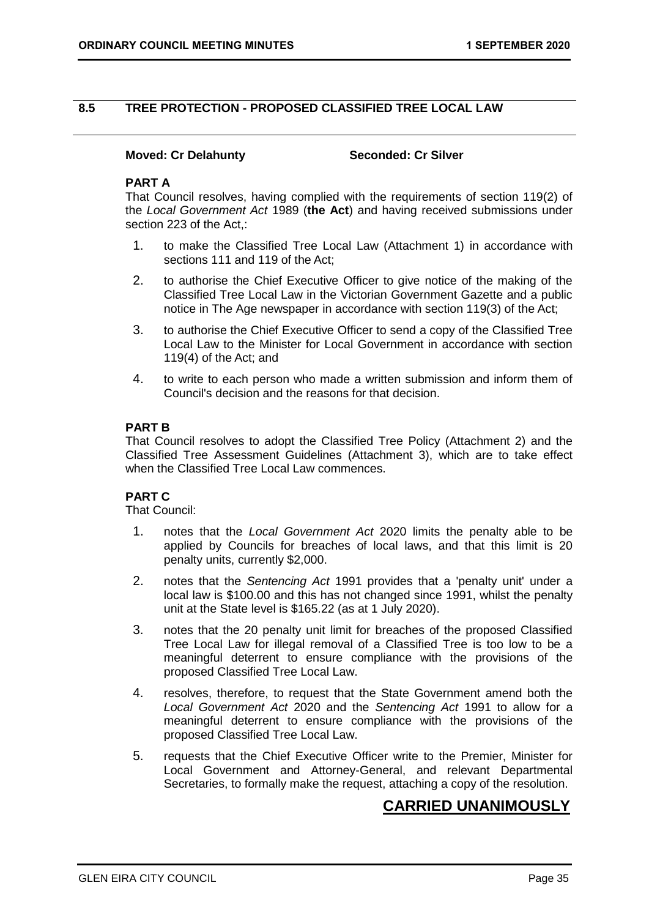## 8.5 TREE PROTECTION - PROPOSED CLASSIFIED TREE LOCAL LAW

**Moved: Cr Delahunty** **Seconded: Cr Silver**

**PART A**

That Council resolves, having complied with the requirements of section 119(2) of the *Local Government Act* 1989 (**the Act**) and having received submissions under section 223 of the Act,:

1. to make the Classified Tree Local Law (Attachment 1) in accordance with sections 111 and 119 of the Act;
2. to authorise the Chief Executive Officer to give notice of the making of the Classified Tree Local Law in the Victorian Government Gazette and a public notice in The Age newspaper in accordance with section 119(3) of the Act;
3. to authorise the Chief Executive Officer to send a copy of the Classified Tree Local Law to the Minister for Local Government in accordance with section 119(4) of the Act; and
4. to write to each person who made a written submission and inform them of Council's decision and the reasons for that decision.

**PART B**

That Council resolves to adopt the Classified Tree Policy (Attachment 2) and the Classified Tree Assessment Guidelines (Attachment 3), which are to take effect when the Classified Tree Local Law commences.

**PART C**

That Council:

1. notes that the *Local Government Act* 2020 limits the penalty able to be applied by Councils for breaches of local laws, and that this limit is 20 penalty units, currently $2,000.
2. notes that the *Sentencing Act* 1991 provides that a 'penalty unit' under a local law is $100.00 and this has not changed since 1991, whilst the penalty unit at the State level is $165.22 (as at 1 July 2020).
3. notes that the 20 penalty unit limit for breaches of the proposed Classified Tree Local Law for illegal removal of a Classified Tree is too low to be a meaningful deterrent to ensure compliance with the provisions of the proposed Classified Tree Local Law.
4. resolves, therefore, to request that the State Government amend both the *Local Government Act* 2020 and the *Sentencing Act* 1991 to allow for a meaningful deterrent to ensure compliance with the provisions of the proposed Classified Tree Local Law.
5. requests that the Chief Executive Officer write to the Premier, Minister for Local Government and Attorney-General, and relevant Departmental Secretaries, to formally make the request, attaching a copy of the resolution.

**CARRIED UNANIMOUSLY**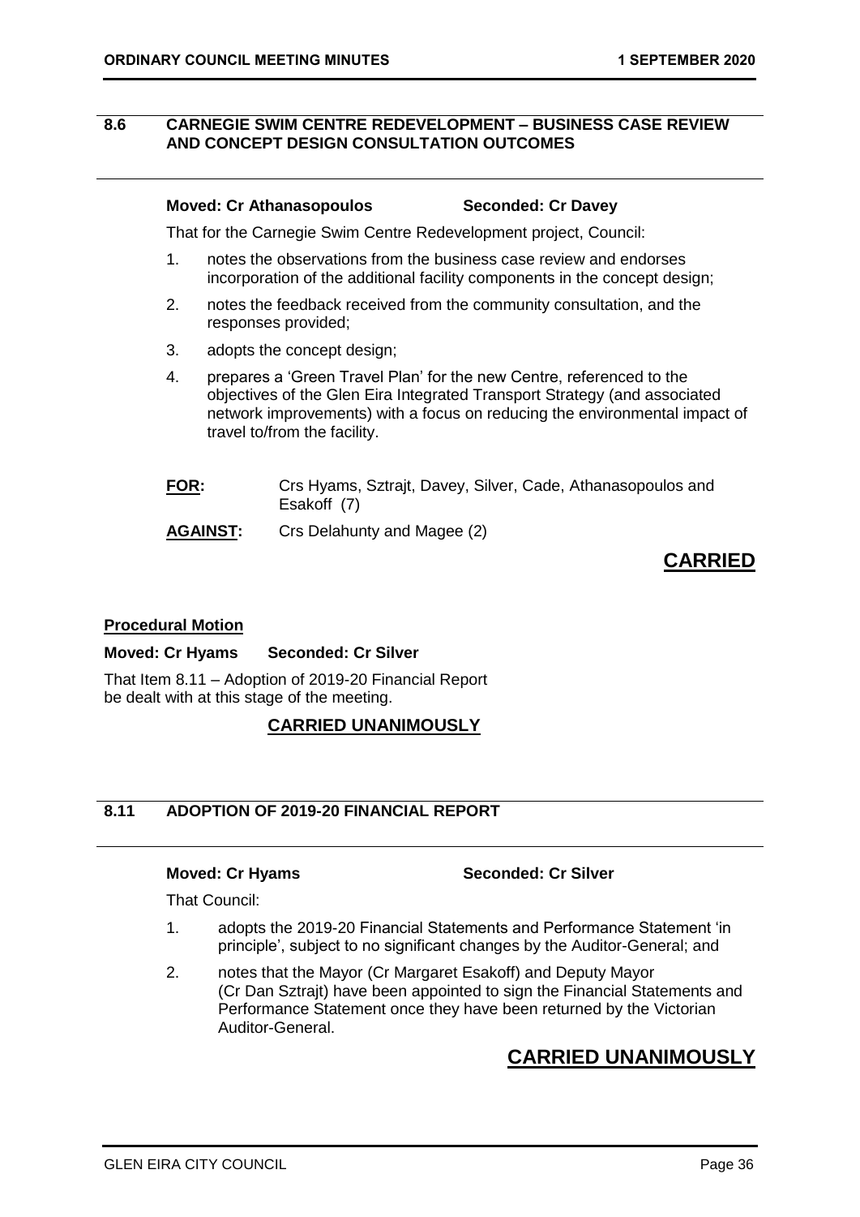## 8.6 CARNEGIE SWIM CENTRE REDEVELOPMENT – BUSINESS CASE REVIEW AND CONCEPT DESIGN CONSULTATION OUTCOMES

**Moved: Cr Athanasopoulos** **Seconded: Cr Davey**

That for the Carnegie Swim Centre Redevelopment project, Council:

1. notes the observations from the business case review and endorses incorporation of the additional facility components in the concept design;
2. notes the feedback received from the community consultation, and the responses provided;
3. adopts the concept design;
4. prepares a 'Green Travel Plan' for the new Centre, referenced to the objectives of the Glen Eira Integrated Transport Strategy (and associated network improvements) with a focus on reducing the environmental impact of travel to/from the facility.

**FOR:** Crs Hyams, Sztrajt, Davey, Silver, Cade, Athanasopoulos and Esakoff (7)

**AGAINST:** Crs Delahunty and Magee (2)

**CARRIED**

**Procedural Motion**

**Moved: Cr Hyams** **Seconded: Cr Silver**

That Item 8.11 – Adoption of 2019-20 Financial Report be dealt with at this stage of the meeting.

**CARRIED UNANIMOUSLY**

## 8.11 ADOPTION OF 2019-20 FINANCIAL REPORT

**Moved: Cr Hyams** **Seconded: Cr Silver**

That Council:

1. adopts the 2019-20 Financial Statements and Performance Statement 'in principle', subject to no significant changes by the Auditor-General; and
2. notes that the Mayor (Cr Margaret Esakoff) and Deputy Mayor (Cr Dan Sztrajt) have been appointed to sign the Financial Statements and Performance Statement once they have been returned by the Victorian Auditor-General.

**CARRIED UNANIMOUSLY**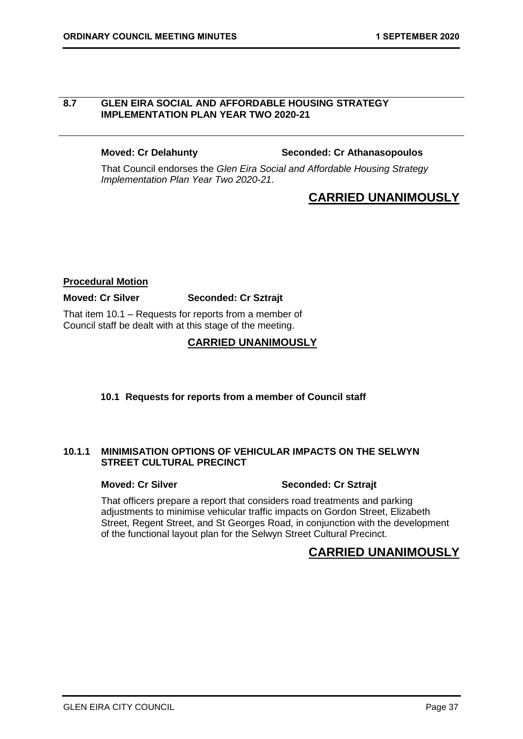## 8.7 GLEN EIRA SOCIAL AND AFFORDABLE HOUSING STRATEGY IMPLEMENTATION PLAN YEAR TWO 2020-21

**Moved: Cr Delahunty** **Seconded: Cr Athanasopoulos**

That Council endorses the *Glen Eira Social and Affordable Housing Strategy Implementation Plan Year Two 2020-21*.

**CARRIED UNANIMOUSLY**

**Procedural Motion**

**Moved: Cr Silver** **Seconded: Cr Sztrajt**

That item 10.1 – Requests for reports from a member of Council staff be dealt with at this stage of the meeting.

**CARRIED UNANIMOUSLY**

### 10.1 Requests for reports from a member of Council staff

### 10.1.1 MINIMISATION OPTIONS OF VEHICULAR IMPACTS ON THE SELWYN STREET CULTURAL PRECINCT

**Moved: Cr Silver** **Seconded: Cr Sztrajt**

That officers prepare a report that considers road treatments and parking adjustments to minimise vehicular traffic impacts on Gordon Street, Elizabeth Street, Regent Street, and St Georges Road, in conjunction with the development of the functional layout plan for the Selwyn Street Cultural Precinct.

**CARRIED UNANIMOUSLY**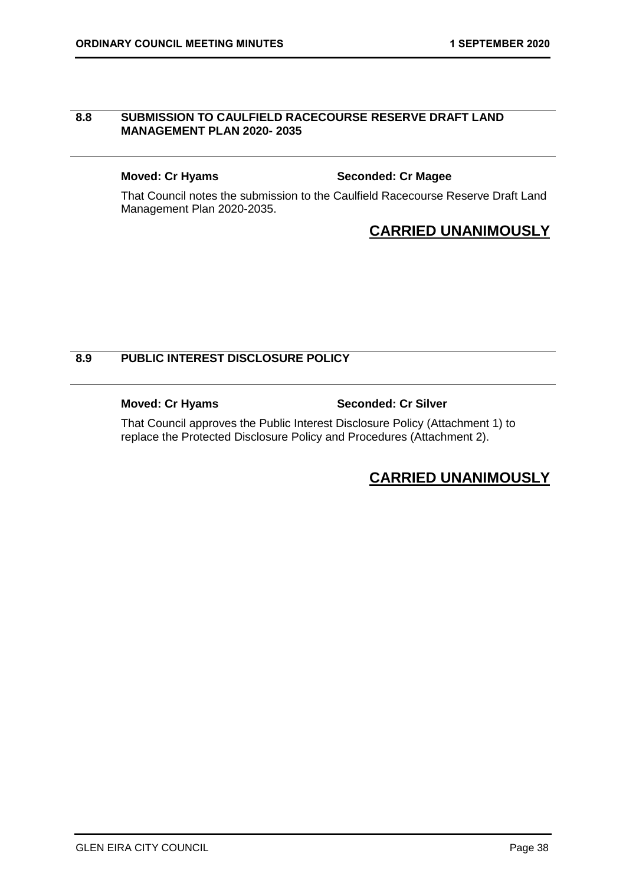## 8.8 SUBMISSION TO CAULFIELD RACECOURSE RESERVE DRAFT LAND MANAGEMENT PLAN 2020- 2035

**Moved: Cr Hyams** **Seconded: Cr Magee**

That Council notes the submission to the Caulfield Racecourse Reserve Draft Land Management Plan 2020-2035.

**CARRIED UNANIMOUSLY**

## 8.9 PUBLIC INTEREST DISCLOSURE POLICY

**Moved: Cr Hyams** **Seconded: Cr Silver**

That Council approves the Public Interest Disclosure Policy (Attachment 1) to replace the Protected Disclosure Policy and Procedures (Attachment 2).

**CARRIED UNANIMOUSLY**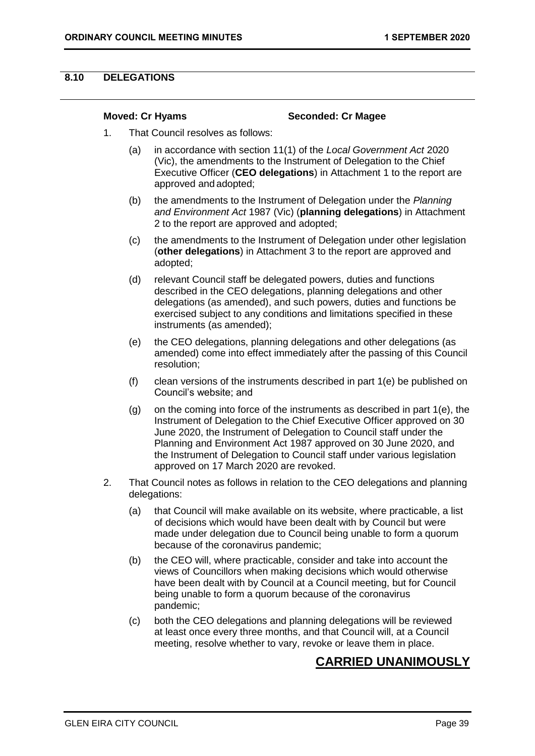## 8.10 DELEGATIONS

**Moved: Cr Hyams** **Seconded: Cr Magee**

1. That Council resolves as follows:

   (a) in accordance with section 11(1) of the *Local Government Act* 2020 (Vic), the amendments to the Instrument of Delegation to the Chief Executive Officer (**CEO delegations**) in Attachment 1 to the report are approved and adopted;

   (b) the amendments to the Instrument of Delegation under the *Planning and Environment Act* 1987 (Vic) (**planning delegations**) in Attachment 2 to the report are approved and adopted;

   (c) the amendments to the Instrument of Delegation under other legislation (**other delegations**) in Attachment 3 to the report are approved and adopted;

   (d) relevant Council staff be delegated powers, duties and functions described in the CEO delegations, planning delegations and other delegations (as amended), and such powers, duties and functions be exercised subject to any conditions and limitations specified in these instruments (as amended);

   (e) the CEO delegations, planning delegations and other delegations (as amended) come into effect immediately after the passing of this Council resolution;

   (f) clean versions of the instruments described in part 1(e) be published on Council's website; and

   (g) on the coming into force of the instruments as described in part 1(e), the Instrument of Delegation to the Chief Executive Officer approved on 30 June 2020, the Instrument of Delegation to Council staff under the Planning and Environment Act 1987 approved on 30 June 2020, and the Instrument of Delegation to Council staff under various legislation approved on 17 March 2020 are revoked.

2. That Council notes as follows in relation to the CEO delegations and planning delegations:

   (a) that Council will make available on its website, where practicable, a list of decisions which would have been dealt with by Council but were made under delegation due to Council being unable to form a quorum because of the coronavirus pandemic;

   (b) the CEO will, where practicable, consider and take into account the views of Councillors when making decisions which would otherwise have been dealt with by Council at a Council meeting, but for Council being unable to form a quorum because of the coronavirus pandemic;

   (c) both the CEO delegations and planning delegations will be reviewed at least once every three months, and that Council will, at a Council meeting, resolve whether to vary, revoke or leave them in place.

**CARRIED UNANIMOUSLY**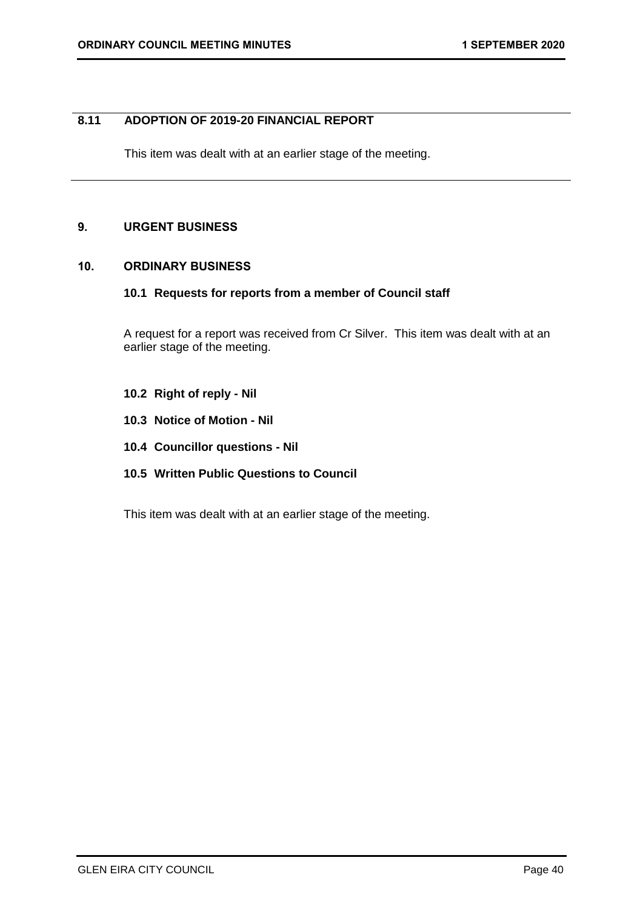## 8.11 ADOPTION OF 2019-20 FINANCIAL REPORT

This item was dealt with at an earlier stage of the meeting.

## 9. URGENT BUSINESS

## 10. ORDINARY BUSINESS

### 10.1 Requests for reports from a member of Council staff

A request for a report was received from Cr Silver. This item was dealt with at an earlier stage of the meeting.

### 10.2 Right of reply - Nil

### 10.3 Notice of Motion - Nil

### 10.4 Councillor questions - Nil

### 10.5 Written Public Questions to Council

This item was dealt with at an earlier stage of the meeting.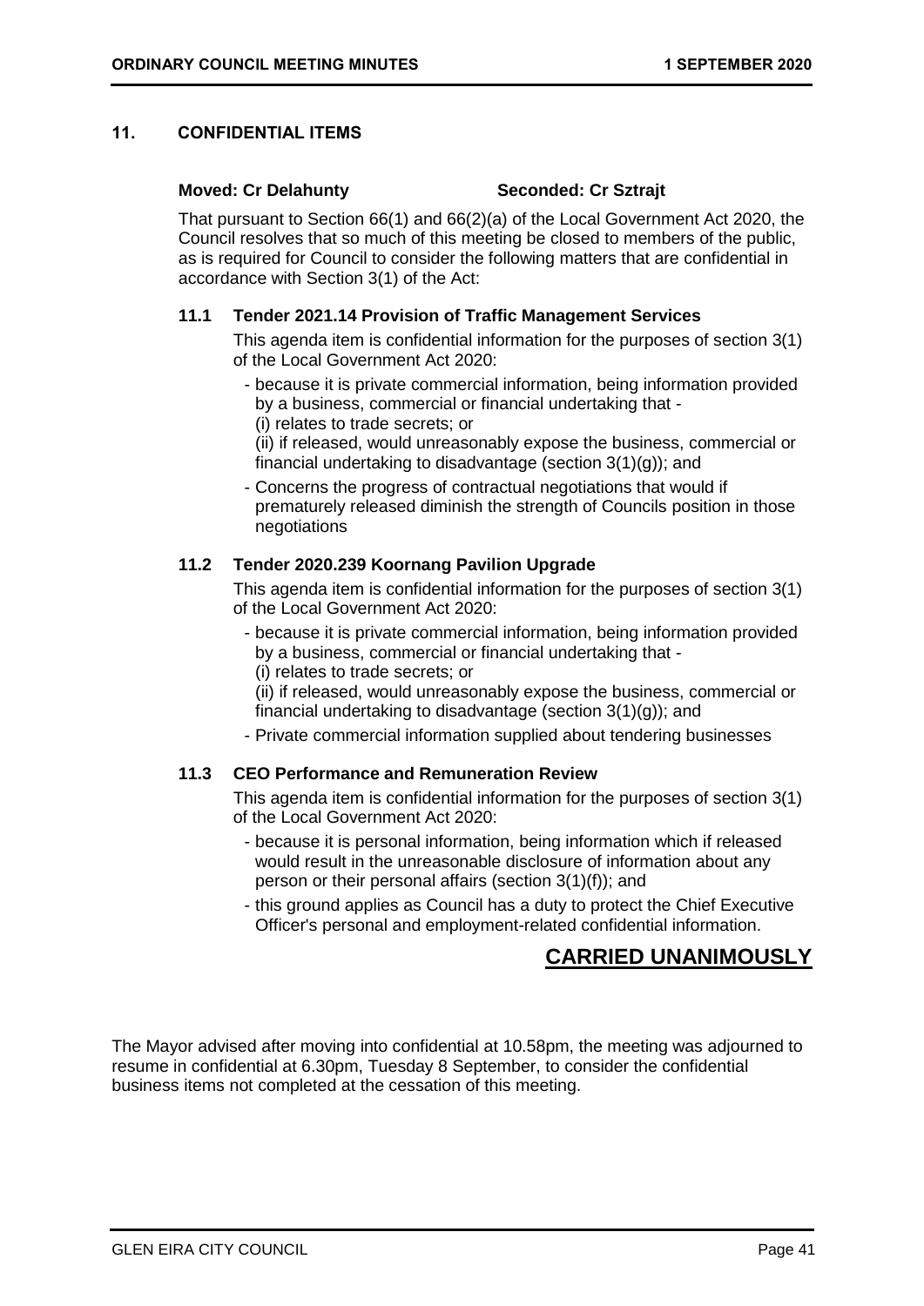## 11. CONFIDENTIAL ITEMS

**Moved: Cr Delahunty** **Seconded: Cr Sztrajt**

That pursuant to Section 66(1) and 66(2)(a) of the Local Government Act 2020, the Council resolves that so much of this meeting be closed to members of the public, as is required for Council to consider the following matters that are confidential in accordance with Section 3(1) of the Act:

### 11.1 Tender 2021.14 Provision of Traffic Management Services

This agenda item is confidential information for the purposes of section 3(1) of the Local Government Act 2020:

- because it is private commercial information, being information provided by a business, commercial or financial undertaking that -
  (i) relates to trade secrets; or
  (ii) if released, would unreasonably expose the business, commercial or financial undertaking to disadvantage (section 3(1)(g)); and
- Concerns the progress of contractual negotiations that would if prematurely released diminish the strength of Councils position in those negotiations

### 11.2 Tender 2020.239 Koornang Pavilion Upgrade

This agenda item is confidential information for the purposes of section 3(1) of the Local Government Act 2020:

- because it is private commercial information, being information provided by a business, commercial or financial undertaking that -
  (i) relates to trade secrets; or
  (ii) if released, would unreasonably expose the business, commercial or financial undertaking to disadvantage (section 3(1)(g)); and
- Private commercial information supplied about tendering businesses

### 11.3 CEO Performance and Remuneration Review

This agenda item is confidential information for the purposes of section 3(1) of the Local Government Act 2020:

- because it is personal information, being information which if released would result in the unreasonable disclosure of information about any person or their personal affairs (section 3(1)(f)); and
- this ground applies as Council has a duty to protect the Chief Executive Officer's personal and employment-related confidential information.

**CARRIED UNANIMOUSLY**

The Mayor advised after moving into confidential at 10.58pm, the meeting was adjourned to resume in confidential at 6.30pm, Tuesday 8 September, to consider the confidential business items not completed at the cessation of this meeting.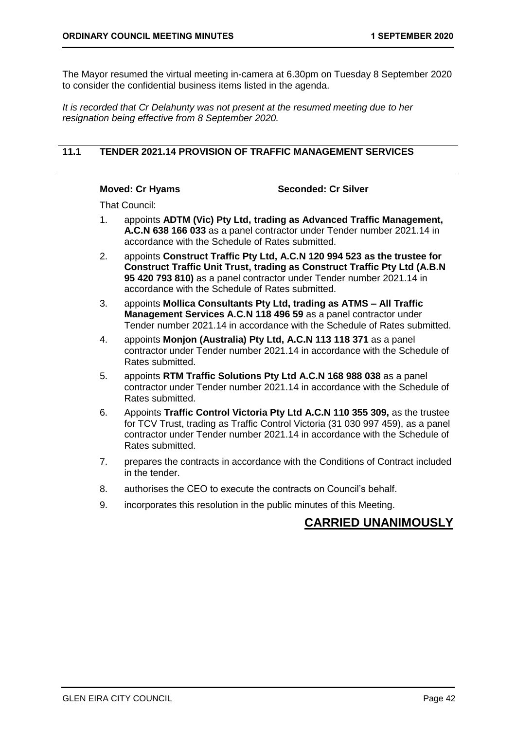The Mayor resumed the virtual meeting in-camera at 6.30pm on Tuesday 8 September 2020 to consider the confidential business items listed in the agenda.

*It is recorded that Cr Delahunty was not present at the resumed meeting due to her resignation being effective from 8 September 2020.*

## 11.1 TENDER 2021.14 PROVISION OF TRAFFIC MANAGEMENT SERVICES

**Moved: Cr Hyams** **Seconded: Cr Silver**

That Council:

1. appoints **ADTM (Vic) Pty Ltd, trading as Advanced Traffic Management, A.C.N 638 166 033** as a panel contractor under Tender number 2021.14 in accordance with the Schedule of Rates submitted.
2. appoints **Construct Traffic Pty Ltd, A.C.N 120 994 523 as the trustee for Construct Traffic Unit Trust, trading as Construct Traffic Pty Ltd (A.B.N 95 420 793 810)** as a panel contractor under Tender number 2021.14 in accordance with the Schedule of Rates submitted.
3. appoints **Mollica Consultants Pty Ltd, trading as ATMS – All Traffic Management Services A.C.N 118 496 59** as a panel contractor under Tender number 2021.14 in accordance with the Schedule of Rates submitted.
4. appoints **Monjon (Australia) Pty Ltd, A.C.N 113 118 371** as a panel contractor under Tender number 2021.14 in accordance with the Schedule of Rates submitted.
5. appoints **RTM Traffic Solutions Pty Ltd A.C.N 168 988 038** as a panel contractor under Tender number 2021.14 in accordance with the Schedule of Rates submitted.
6. Appoints **Traffic Control Victoria Pty Ltd A.C.N 110 355 309,** as the trustee for TCV Trust, trading as Traffic Control Victoria (31 030 997 459), as a panel contractor under Tender number 2021.14 in accordance with the Schedule of Rates submitted.
7. prepares the contracts in accordance with the Conditions of Contract included in the tender.
8. authorises the CEO to execute the contracts on Council's behalf.
9. incorporates this resolution in the public minutes of this Meeting.

**CARRIED UNANIMOUSLY**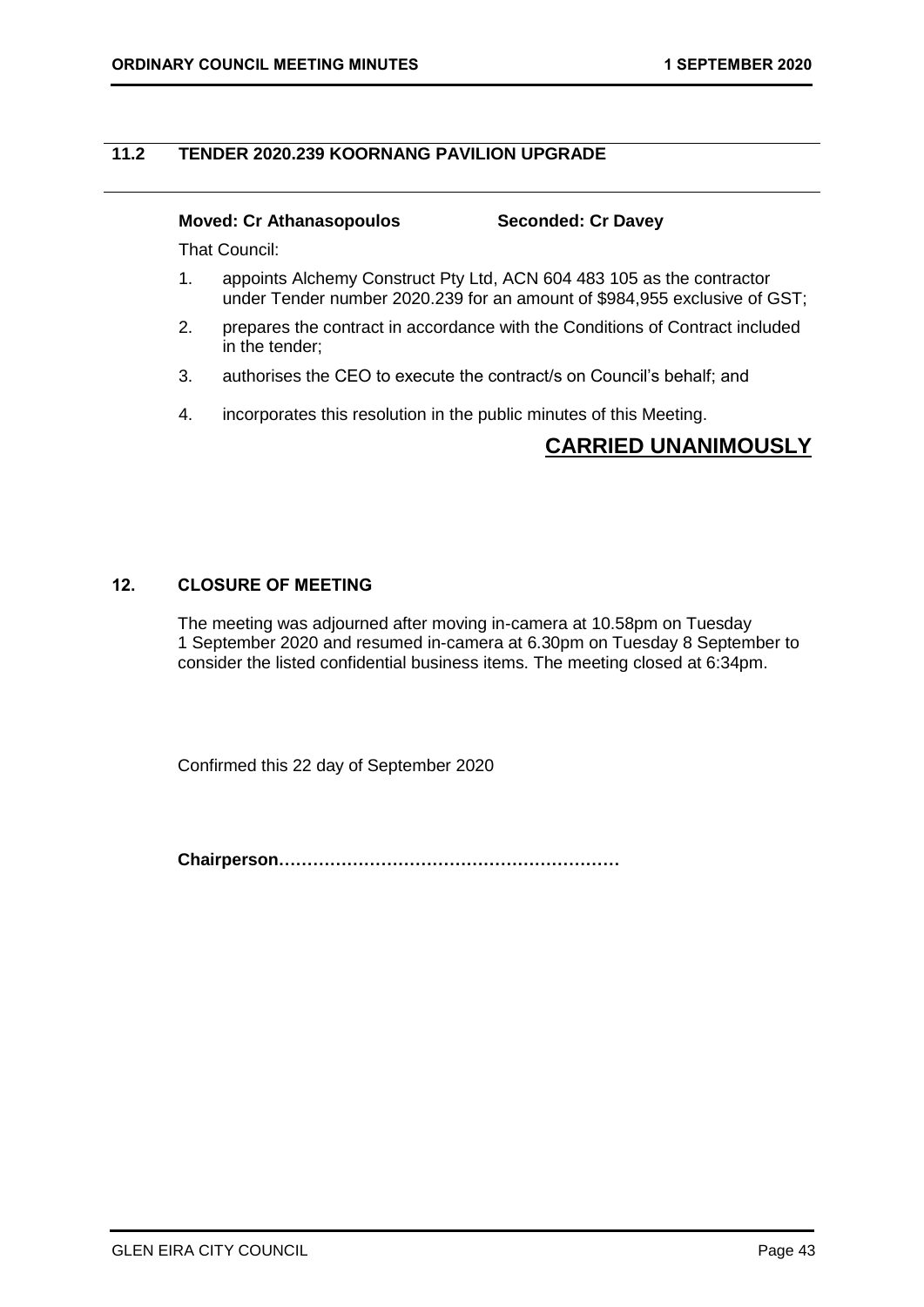## 11.2 TENDER 2020.239 KOORNANG PAVILION UPGRADE

**Moved: Cr Athanasopoulos** **Seconded: Cr Davey**

That Council:

1. appoints Alchemy Construct Pty Ltd, ACN 604 483 105 as the contractor under Tender number 2020.239 for an amount of $984,955 exclusive of GST;
2. prepares the contract in accordance with the Conditions of Contract included in the tender;
3. authorises the CEO to execute the contract/s on Council's behalf; and
4. incorporates this resolution in the public minutes of this Meeting.

**CARRIED UNANIMOUSLY**

## 12. CLOSURE OF MEETING

The meeting was adjourned after moving in-camera at 10.58pm on Tuesday 1 September 2020 and resumed in-camera at 6.30pm on Tuesday 8 September to consider the listed confidential business items. The meeting closed at 6:34pm.

Confirmed this 22 day of September 2020

**Chairperson……………………………………………………**